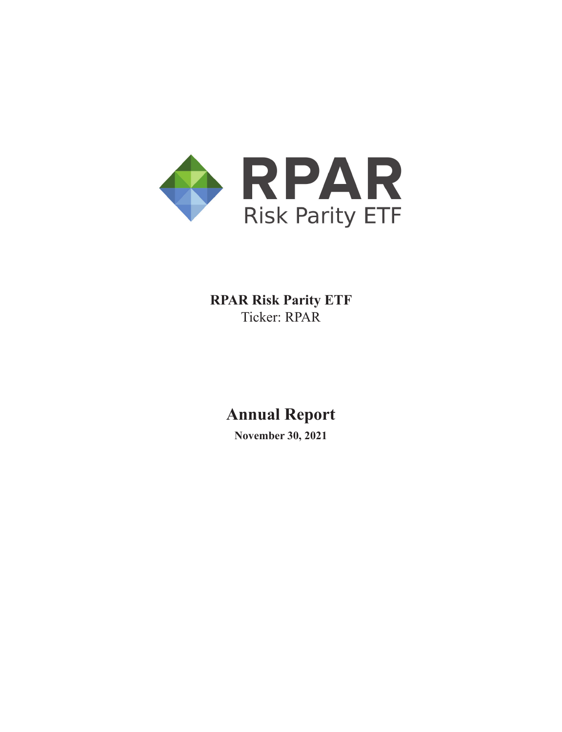RPAR

Risk Parity ETF

**RPAR Risk Parity ETF**
Ticker: RPAR

# Annual Report

**November 30, 2021**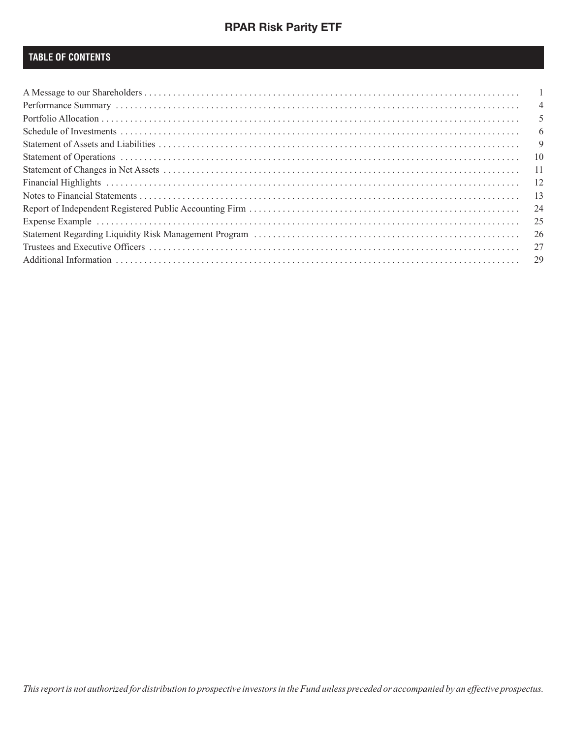# RPAR Risk Parity ETF

## TABLE OF CONTENTS

| | |
|---|---|
| A Message to our Shareholders | 1 |
| Performance Summary | 4 |
| Portfolio Allocation | 5 |
| Schedule of Investments | 6 |
| Statement of Assets and Liabilities | 9 |
| Statement of Operations | 10 |
| Statement of Changes in Net Assets | 11 |
| Financial Highlights | 12 |
| Notes to Financial Statements | 13 |
| Report of Independent Registered Public Accounting Firm | 24 |
| Expense Example | 25 |
| Statement Regarding Liquidity Risk Management Program | 26 |
| Trustees and Executive Officers | 27 |
| Additional Information | 29 |

*This report is not authorized for distribution to prospective investors in the Fund unless preceded or accompanied by an effective prospectus.*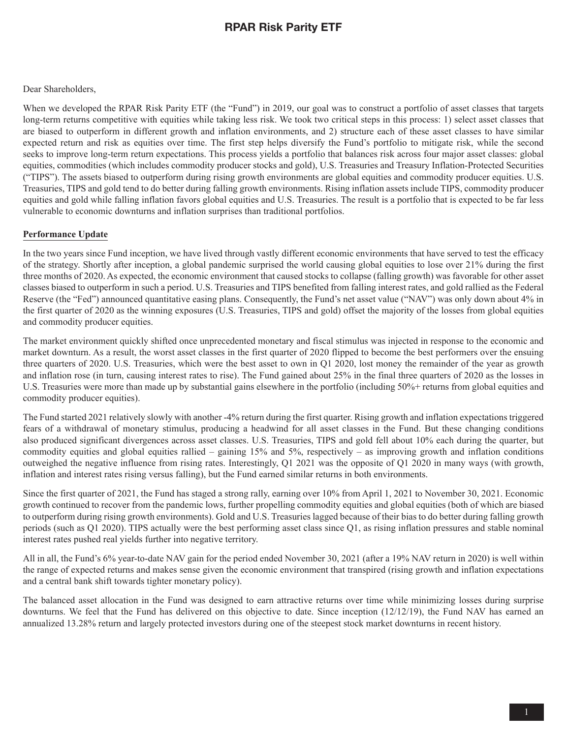# RPAR Risk Parity ETF

Dear Shareholders,

When we developed the RPAR Risk Parity ETF (the "Fund") in 2019, our goal was to construct a portfolio of asset classes that targets long-term returns competitive with equities while taking less risk. We took two critical steps in this process: 1) select asset classes that are biased to outperform in different growth and inflation environments, and 2) structure each of these asset classes to have similar expected return and risk as equities over time. The first step helps diversify the Fund's portfolio to mitigate risk, while the second seeks to improve long-term return expectations. This process yields a portfolio that balances risk across four major asset classes: global equities, commodities (which includes commodity producer stocks and gold), U.S. Treasuries and Treasury Inflation-Protected Securities ("TIPS"). The assets biased to outperform during rising growth environments are global equities and commodity producer equities. U.S. Treasuries, TIPS and gold tend to do better during falling growth environments. Rising inflation assets include TIPS, commodity producer equities and gold while falling inflation favors global equities and U.S. Treasuries. The result is a portfolio that is expected to be far less vulnerable to economic downturns and inflation surprises than traditional portfolios.

## Performance Update

In the two years since Fund inception, we have lived through vastly different economic environments that have served to test the efficacy of the strategy. Shortly after inception, a global pandemic surprised the world causing global equities to lose over 21% during the first three months of 2020. As expected, the economic environment that caused stocks to collapse (falling growth) was favorable for other asset classes biased to outperform in such a period. U.S. Treasuries and TIPS benefited from falling interest rates, and gold rallied as the Federal Reserve (the "Fed") announced quantitative easing plans. Consequently, the Fund's net asset value ("NAV") was only down about 4% in the first quarter of 2020 as the winning exposures (U.S. Treasuries, TIPS and gold) offset the majority of the losses from global equities and commodity producer equities.

The market environment quickly shifted once unprecedented monetary and fiscal stimulus was injected in response to the economic and market downturn. As a result, the worst asset classes in the first quarter of 2020 flipped to become the best performers over the ensuing three quarters of 2020. U.S. Treasuries, which were the best asset to own in Q1 2020, lost money the remainder of the year as growth and inflation rose (in turn, causing interest rates to rise). The Fund gained about 25% in the final three quarters of 2020 as the losses in U.S. Treasuries were more than made up by substantial gains elsewhere in the portfolio (including 50%+ returns from global equities and commodity producer equities).

The Fund started 2021 relatively slowly with another -4% return during the first quarter. Rising growth and inflation expectations triggered fears of a withdrawal of monetary stimulus, producing a headwind for all asset classes in the Fund. But these changing conditions also produced significant divergences across asset classes. U.S. Treasuries, TIPS and gold fell about 10% each during the quarter, but commodity equities and global equities rallied – gaining 15% and 5%, respectively – as improving growth and inflation conditions outweighed the negative influence from rising rates. Interestingly, Q1 2021 was the opposite of Q1 2020 in many ways (with growth, inflation and interest rates rising versus falling), but the Fund earned similar returns in both environments.

Since the first quarter of 2021, the Fund has staged a strong rally, earning over 10% from April 1, 2021 to November 30, 2021. Economic growth continued to recover from the pandemic lows, further propelling commodity equities and global equities (both of which are biased to outperform during rising growth environments). Gold and U.S. Treasuries lagged because of their bias to do better during falling growth periods (such as Q1 2020). TIPS actually were the best performing asset class since Q1, as rising inflation pressures and stable nominal interest rates pushed real yields further into negative territory.

All in all, the Fund's 6% year-to-date NAV gain for the period ended November 30, 2021 (after a 19% NAV return in 2020) is well within the range of expected returns and makes sense given the economic environment that transpired (rising growth and inflation expectations and a central bank shift towards tighter monetary policy).

The balanced asset allocation in the Fund was designed to earn attractive returns over time while minimizing losses during surprise downturns. We feel that the Fund has delivered on this objective to date. Since inception (12/12/19), the Fund NAV has earned an annualized 13.28% return and largely protected investors during one of the steepest stock market downturns in recent history.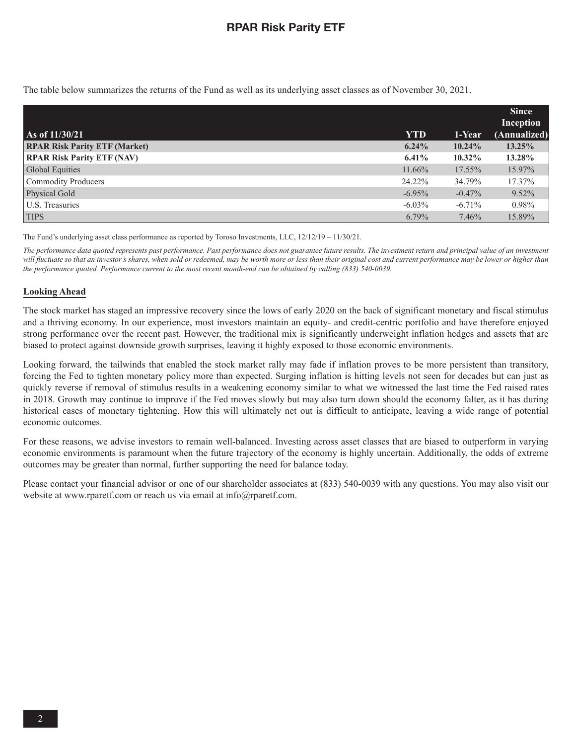The table below summarizes the returns of the Fund as well as its underlying asset classes as of November 30, 2021.

| As of 11/30/21 | YTD | 1-Year | Since Inception (Annualized) |
|---|---|---|---|
| **RPAR Risk Parity ETF (Market)** | **6.24%** | **10.24%** | **13.25%** |
| **RPAR Risk Parity ETF (NAV)** | **6.41%** | **10.32%** | **13.28%** |
| Global Equities | 11.66% | 17.55% | 15.97% |
| Commodity Producers | 24.22% | 34.79% | 17.37% |
| Physical Gold | -6.95% | -0.47% | 9.52% |
| U.S. Treasuries | -6.03% | -6.71% | 0.98% |
| TIPS | 6.79% | 7.46% | 15.89% |

The Fund's underlying asset class performance as reported by Toroso Investments, LLC, 12/12/19 – 11/30/21.

*The performance data quoted represents past performance. Past performance does not guarantee future results. The investment return and principal value of an investment will fluctuate so that an investor's shares, when sold or redeemed, may be worth more or less than their original cost and current performance may be lower or higher than the performance quoted. Performance current to the most recent month-end can be obtained by calling (833) 540-0039.*

## Looking Ahead

The stock market has staged an impressive recovery since the lows of early 2020 on the back of significant monetary and fiscal stimulus and a thriving economy. In our experience, most investors maintain an equity- and credit-centric portfolio and have therefore enjoyed strong performance over the recent past. However, the traditional mix is significantly underweight inflation hedges and assets that are biased to protect against downside growth surprises, leaving it highly exposed to those economic environments.

Looking forward, the tailwinds that enabled the stock market rally may fade if inflation proves to be more persistent than transitory, forcing the Fed to tighten monetary policy more than expected. Surging inflation is hitting levels not seen for decades but can just as quickly reverse if removal of stimulus results in a weakening economy similar to what we witnessed the last time the Fed raised rates in 2018. Growth may continue to improve if the Fed moves slowly but may also turn down should the economy falter, as it has during historical cases of monetary tightening. How this will ultimately net out is difficult to anticipate, leaving a wide range of potential economic outcomes.

For these reasons, we advise investors to remain well-balanced. Investing across asset classes that are biased to outperform in varying economic environments is paramount when the future trajectory of the economy is highly uncertain. Additionally, the odds of extreme outcomes may be greater than normal, further supporting the need for balance today.

Please contact your financial advisor or one of our shareholder associates at (833) 540-0039 with any questions. You may also visit our website at www.rparetf.com or reach us via email at info@rparetf.com.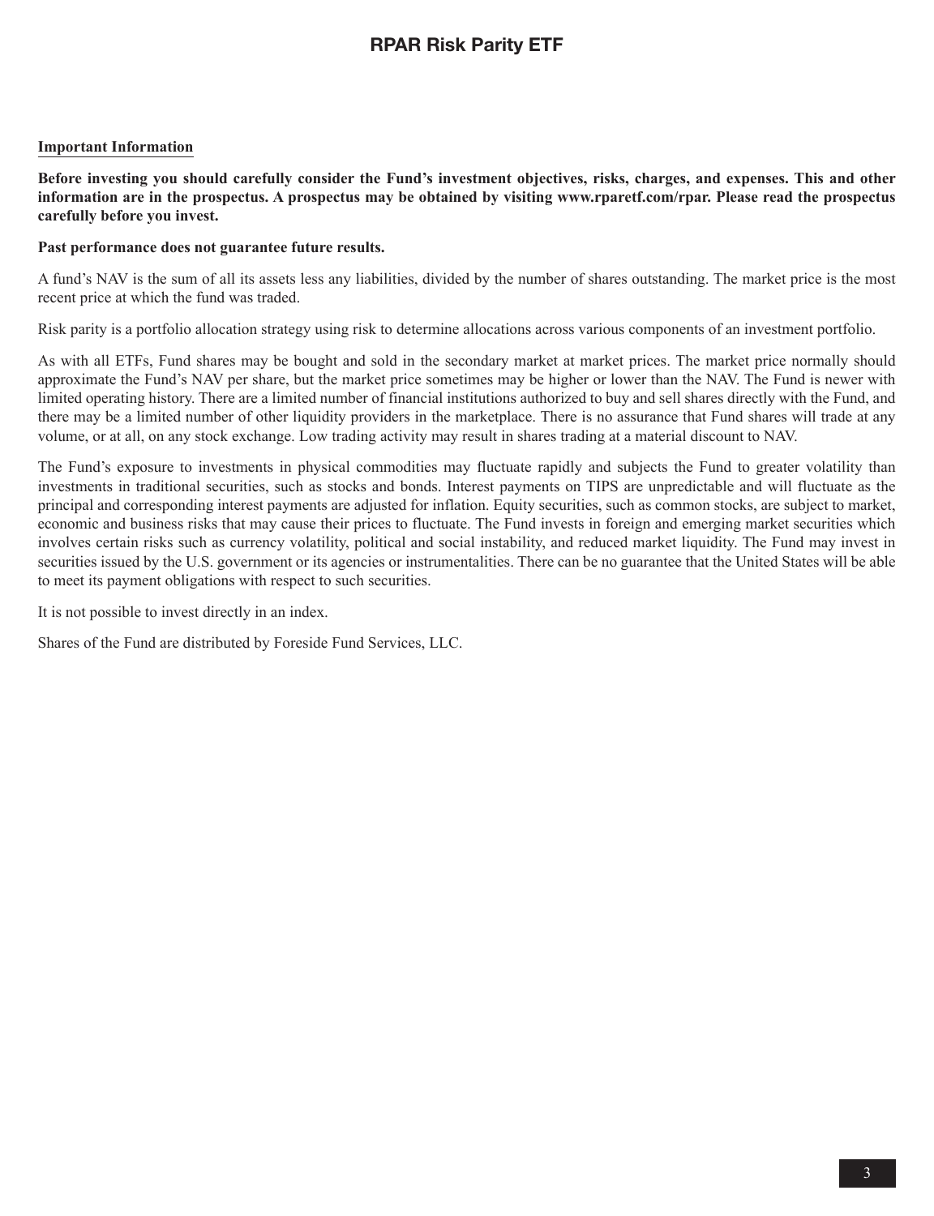**Important Information**

**Before investing you should carefully consider the Fund's investment objectives, risks, charges, and expenses. This and other information are in the prospectus. A prospectus may be obtained by visiting www.rparetf.com/rpar. Please read the prospectus carefully before you invest.**

**Past performance does not guarantee future results.**

A fund's NAV is the sum of all its assets less any liabilities, divided by the number of shares outstanding. The market price is the most recent price at which the fund was traded.

Risk parity is a portfolio allocation strategy using risk to determine allocations across various components of an investment portfolio.

As with all ETFs, Fund shares may be bought and sold in the secondary market at market prices. The market price normally should approximate the Fund's NAV per share, but the market price sometimes may be higher or lower than the NAV. The Fund is newer with limited operating history. There are a limited number of financial institutions authorized to buy and sell shares directly with the Fund, and there may be a limited number of other liquidity providers in the marketplace. There is no assurance that Fund shares will trade at any volume, or at all, on any stock exchange. Low trading activity may result in shares trading at a material discount to NAV.

The Fund's exposure to investments in physical commodities may fluctuate rapidly and subjects the Fund to greater volatility than investments in traditional securities, such as stocks and bonds. Interest payments on TIPS are unpredictable and will fluctuate as the principal and corresponding interest payments are adjusted for inflation. Equity securities, such as common stocks, are subject to market, economic and business risks that may cause their prices to fluctuate. The Fund invests in foreign and emerging market securities which involves certain risks such as currency volatility, political and social instability, and reduced market liquidity. The Fund may invest in securities issued by the U.S. government or its agencies or instrumentalities. There can be no guarantee that the United States will be able to meet its payment obligations with respect to such securities.

It is not possible to invest directly in an index.

Shares of the Fund are distributed by Foreside Fund Services, LLC.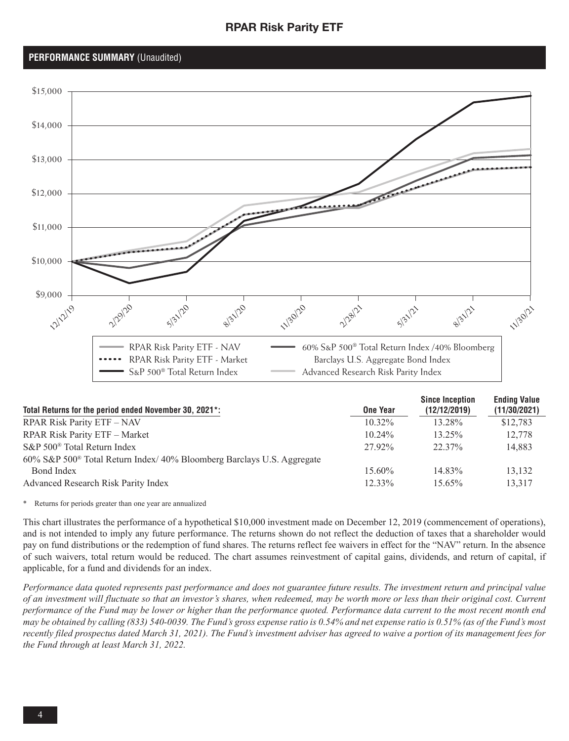# RPAR Risk Parity ETF

## PERFORMANCE SUMMARY (Unaudited)

$15,000
$14,000
$13,000
$12,000
$11,000
$10,000
$9,000

12/12/19
2/29/20
5/31/20
8/31/20
11/30/20
2/28/21
5/31/21
8/31/21
11/30/21

RPAR Risk Parity ETF - NAV
RPAR Risk Parity ETF - Market
S&P 500® Total Return Index
60% S&P 500® Total Return Index /40% Bloomberg Barclays U.S. Aggregate Bond Index
Advanced Research Risk Parity Index

| Total Returns for the period ended November 30, 2021*: | One Year | Since Inception (12/12/2019) | Ending Value (11/30/2021) |
|---|---|---|---|
| RPAR Risk Parity ETF – NAV | 10.32% | 13.28% | $12,783 |
| RPAR Risk Parity ETF – Market | 10.24% | 13.25% | 12,778 |
| S&P 500® Total Return Index | 27.92% | 22.37% | 14,883 |
| 60% S&P 500® Total Return Index/ 40% Bloomberg Barclays U.S. Aggregate Bond Index | 15.60% | 14.83% | 13,132 |
| Advanced Research Risk Parity Index | 12.33% | 15.65% | 13,317 |

\* Returns for periods greater than one year are annualized

This chart illustrates the performance of a hypothetical $10,000 investment made on December 12, 2019 (commencement of operations), and is not intended to imply any future performance. The returns shown do not reflect the deduction of taxes that a shareholder would pay on fund distributions or the redemption of fund shares. The returns reflect fee waivers in effect for the "NAV" return. In the absence of such waivers, total return would be reduced. The chart assumes reinvestment of capital gains, dividends, and return of capital, if applicable, for a fund and dividends for an index.

*Performance data quoted represents past performance and does not guarantee future results. The investment return and principal value of an investment will fluctuate so that an investor's shares, when redeemed, may be worth more or less than their original cost. Current performance of the Fund may be lower or higher than the performance quoted. Performance data current to the most recent month end may be obtained by calling (833) 540-0039. The Fund's gross expense ratio is 0.54% and net expense ratio is 0.51% (as of the Fund's most recently filed prospectus dated March 31, 2021). The Fund's investment adviser has agreed to waive a portion of its management fees for the Fund through at least March 31, 2022.*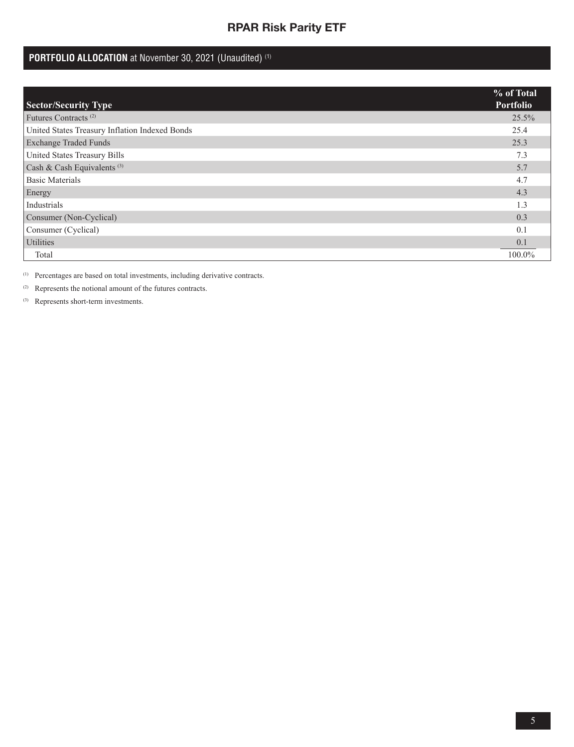# RPAR Risk Parity ETF

## PORTFOLIO ALLOCATION at November 30, 2021 (Unaudited) [(1)]

| Sector/Security Type | % of Total Portfolio |
|---|---|
| Futures Contracts [(2)] | 25.5% |
| United States Treasury Inflation Indexed Bonds | 25.4 |
| Exchange Traded Funds | 25.3 |
| United States Treasury Bills | 7.3 |
| Cash & Cash Equivalents [(3)] | 5.7 |
| Basic Materials | 4.7 |
| Energy | 4.3 |
| Industrials | 1.3 |
| Consumer (Non-Cyclical) | 0.3 |
| Consumer (Cyclical) | 0.1 |
| Utilities | 0.1 |
| Total | 100.0% |

(1) Percentages are based on total investments, including derivative contracts.

(2) Represents the notional amount of the futures contracts.

(3) Represents short-term investments.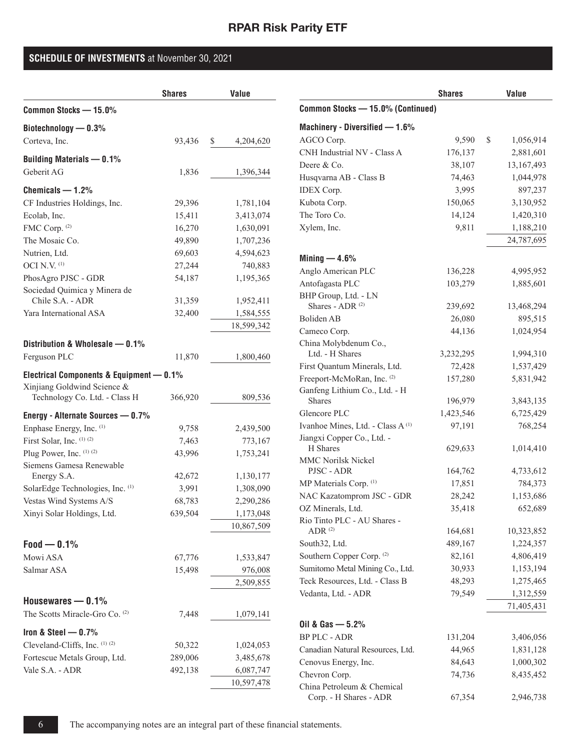# RPAR Risk Parity ETF

## SCHEDULE OF INVESTMENTS at November 30, 2021

| | Shares | Value |
|---|---|---|
| **Common Stocks — 15.0%** | | |
| **Biotechnology — 0.3%** | | |
| Corteva, Inc. | 93,436 | $ 4,204,620 |
| **Building Materials — 0.1%** | | |
| Geberit AG | 1,836 | 1,396,344 |
| **Chemicals — 1.2%** | | |
| CF Industries Holdings, Inc. | 29,396 | 1,781,104 |
| Ecolab, Inc. | 15,411 | 3,413,074 |
| FMC Corp. (2) | 16,270 | 1,630,091 |
| The Mosaic Co. | 49,890 | 1,707,236 |
| Nutrien, Ltd. | 69,603 | 4,594,623 |
| OCI N.V. (1) | 27,244 | 740,883 |
| PhosAgro PJSC - GDR | 54,187 | 1,195,365 |
| Sociedad Quimica y Minera de Chile S.A. - ADR | 31,359 | 1,952,411 |
| Yara International ASA | 32,400 | 1,584,555 |
| | | 18,599,342 |
| **Distribution & Wholesale — 0.1%** | | |
| Ferguson PLC | 11,870 | 1,800,460 |
| **Electrical Components & Equipment — 0.1%** | | |
| Xinjiang Goldwind Science & Technology Co. Ltd. - Class H | 366,920 | 809,536 |
| **Energy - Alternate Sources — 0.7%** | | |
| Enphase Energy, Inc. (1) | 9,758 | 2,439,500 |
| First Solar, Inc. (1) (2) | 7,463 | 773,167 |
| Plug Power, Inc. (1) (2) | 43,996 | 1,753,241 |
| Siemens Gamesa Renewable Energy S.A. | 42,672 | 1,130,177 |
| SolarEdge Technologies, Inc. (1) | 3,991 | 1,308,090 |
| Vestas Wind Systems A/S | 68,783 | 2,290,286 |
| Xinyi Solar Holdings, Ltd. | 639,504 | 1,173,048 |
| | | 10,867,509 |
| **Food — 0.1%** | | |
| Mowi ASA | 67,776 | 1,533,847 |
| Salmar ASA | 15,498 | 976,008 |
| | | 2,509,855 |
| **Housewares — 0.1%** | | |
| The Scotts Miracle-Gro Co. (2) | 7,448 | 1,079,141 |
| **Iron & Steel — 0.7%** | | |
| Cleveland-Cliffs, Inc. (1) (2) | 50,322 | 1,024,053 |
| Fortescue Metals Group, Ltd. | 289,006 | 3,485,678 |
| Vale S.A. - ADR | 492,138 | 6,087,747 |
| | | 10,597,478 |

| | Shares | Value |
|---|---|---|
| **Common Stocks — 15.0% (Continued)** | | |
| **Machinery - Diversified — 1.6%** | | |
| AGCO Corp. | 9,590 | $ 1,056,914 |
| CNH Industrial NV - Class A | 176,137 | 2,881,601 |
| Deere & Co. | 38,107 | 13,167,493 |
| Husqvarna AB - Class B | 74,463 | 1,044,978 |
| IDEX Corp. | 3,995 | 897,237 |
| Kubota Corp. | 150,065 | 3,130,952 |
| The Toro Co. | 14,124 | 1,420,310 |
| Xylem, Inc. | 9,811 | 1,188,210 |
| | | 24,787,695 |
| **Mining — 4.6%** | | |
| Anglo American PLC | 136,228 | 4,995,952 |
| Antofagasta PLC | 103,279 | 1,885,601 |
| BHP Group, Ltd. - LN Shares - ADR (2) | 239,692 | 13,468,294 |
| Boliden AB | 26,080 | 895,515 |
| Cameco Corp. | 44,136 | 1,024,954 |
| China Molybdenum Co., Ltd. - H Shares | 3,232,295 | 1,994,310 |
| First Quantum Minerals, Ltd. | 72,428 | 1,537,429 |
| Freeport-McMoRan, Inc. (2) | 157,280 | 5,831,942 |
| Ganfeng Lithium Co., Ltd. - H Shares | 196,979 | 3,843,135 |
| Glencore PLC | 1,423,546 | 6,725,429 |
| Ivanhoe Mines, Ltd. - Class A (1) | 97,191 | 768,254 |
| Jiangxi Copper Co., Ltd. - H Shares | 629,633 | 1,014,410 |
| MMC Norilsk Nickel PJSC - ADR | 164,762 | 4,733,612 |
| MP Materials Corp. (1) | 17,851 | 784,373 |
| NAC Kazatomprom JSC - GDR | 28,242 | 1,153,686 |
| OZ Minerals, Ltd. | 35,418 | 652,689 |
| Rio Tinto PLC - AU Shares - ADR (2) | 164,681 | 10,323,852 |
| South32, Ltd. | 489,167 | 1,224,357 |
| Southern Copper Corp. (2) | 82,161 | 4,806,419 |
| Sumitomo Metal Mining Co., Ltd. | 30,933 | 1,153,194 |
| Teck Resources, Ltd. - Class B | 48,293 | 1,275,465 |
| Vedanta, Ltd. - ADR | 79,549 | 1,312,559 |
| | | 71,405,431 |
| **Oil & Gas — 5.2%** | | |
| BP PLC - ADR | 131,204 | 3,406,056 |
| Canadian Natural Resources, Ltd. | 44,965 | 1,831,128 |
| Cenovus Energy, Inc. | 84,643 | 1,000,302 |
| Chevron Corp. | 74,736 | 8,435,452 |
| China Petroleum & Chemical Corp. - H Shares - ADR | 67,354 | 2,946,738 |

The accompanying notes are an integral part of these financial statements.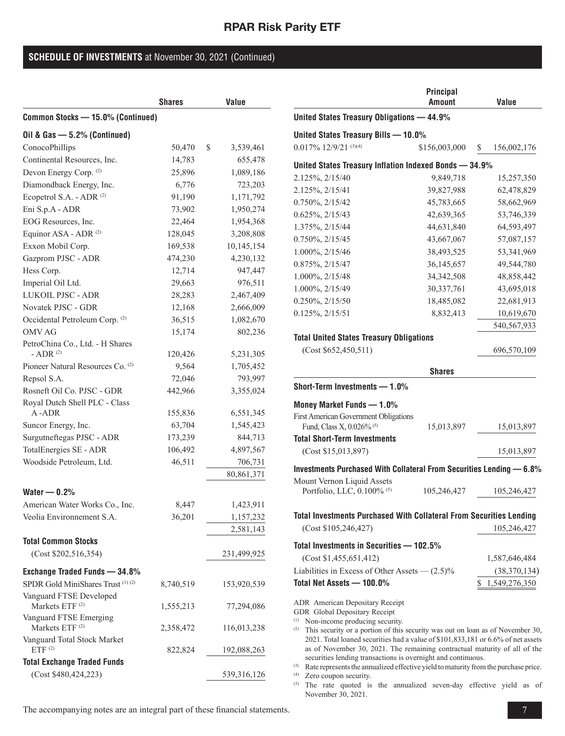# RPAR Risk Parity ETF

## SCHEDULE OF INVESTMENTS at November 30, 2021 (Continued)

| | Shares | Value |
|---|---|---|
| **Common Stocks — 15.0% (Continued)** | | |
| **Oil & Gas — 5.2% (Continued)** | | |
| ConocoPhillips | 50,470 | $ 3,539,461 |
| Continental Resources, Inc. | 14,783 | 655,478 |
| Devon Energy Corp. (2) | 25,896 | 1,089,186 |
| Diamondback Energy, Inc. | 6,776 | 723,203 |
| Ecopetrol S.A. - ADR (2) | 91,190 | 1,171,792 |
| Eni S.p.A - ADR | 73,902 | 1,950,274 |
| EOG Resources, Inc. | 22,464 | 1,954,368 |
| Equinor ASA - ADR (2) | 128,045 | 3,208,808 |
| Exxon Mobil Corp. | 169,538 | 10,145,154 |
| Gazprom PJSC - ADR | 474,230 | 4,230,132 |
| Hess Corp. | 12,714 | 947,447 |
| Imperial Oil Ltd. | 29,663 | 976,511 |
| LUKOIL PJSC - ADR | 28,283 | 2,467,409 |
| Novatek PJSC - GDR | 12,168 | 2,666,009 |
| Occidental Petroleum Corp. (2) | 36,515 | 1,082,670 |
| OMV AG | 15,174 | 802,236 |
| PetroChina Co., Ltd. - H Shares - ADR (2) | 120,426 | 5,231,305 |
| Pioneer Natural Resources Co. (2) | 9,564 | 1,705,452 |
| Repsol S.A. | 72,046 | 793,997 |
| Rosneft Oil Co. PJSC - GDR | 442,966 | 3,355,024 |
| Royal Dutch Shell PLC - Class A -ADR | 155,836 | 6,551,345 |
| Suncor Energy, Inc. | 63,704 | 1,545,423 |
| Surgutneftegas PJSC - ADR | 173,239 | 844,713 |
| TotalEnergies SE - ADR | 106,492 | 4,897,567 |
| Woodside Petroleum, Ltd. | 46,511 | 706,731 |
| | | 80,861,371 |
| **Water — 0.2%** | | |
| American Water Works Co., Inc. | 8,447 | 1,423,911 |
| Veolia Environnement S.A. | 36,201 | 1,157,232 |
| | | 2,581,143 |
| **Total Common Stocks** | | |
| (Cost $202,516,354) | | 231,499,925 |
| **Exchange Traded Funds — 34.8%** | | |
| SPDR Gold MiniShares Trust (1) (2) | 8,740,519 | 153,920,539 |
| Vanguard FTSE Developed Markets ETF (2) | 1,555,213 | 77,294,086 |
| Vanguard FTSE Emerging Markets ETF (2) | 2,358,472 | 116,013,238 |
| Vanguard Total Stock Market ETF (2) | 822,824 | 192,088,263 |
| **Total Exchange Traded Funds** | | |
| (Cost $480,424,223) | | 539,316,126 |

| | Principal Amount | Value |
|---|---|---|
| **United States Treasury Obligations — 44.9%** | | |
| **United States Treasury Bills — 10.0%** | | |
| 0.017% 12/9/21 (3)(4) | $156,003,000 | $ 156,002,176 |
| **United States Treasury Inflation Indexed Bonds — 34.9%** | | |
| 2.125%, 2/15/40 | 9,849,718 | 15,257,350 |
| 2.125%, 2/15/41 | 39,827,988 | 62,478,829 |
| 0.750%, 2/15/42 | 45,783,665 | 58,662,969 |
| 0.625%, 2/15/43 | 42,639,365 | 53,746,339 |
| 1.375%, 2/15/44 | 44,631,840 | 64,593,497 |
| 0.750%, 2/15/45 | 43,667,067 | 57,087,157 |
| 1.000%, 2/15/46 | 38,493,525 | 53,341,969 |
| 0.875%, 2/15/47 | 36,145,657 | 49,544,780 |
| 1.000%, 2/15/48 | 34,342,508 | 48,858,442 |
| 1.000%, 2/15/49 | 30,337,761 | 43,695,018 |
| 0.250%, 2/15/50 | 18,485,082 | 22,681,913 |
| 0.125%, 2/15/51 | 8,832,413 | 10,619,670 |
| | | 540,567,933 |
| **Total United States Treasury Obligations** | | |
| (Cost $652,450,511) | | 696,570,109 |

| | Shares | Value |
|---|---|---|
| **Short-Term Investments — 1.0%** | | |
| **Money Market Funds — 1.0%** | | |
| First American Government Obligations Fund, Class X, 0.026% (5) | 15,013,897 | 15,013,897 |
| **Total Short-Term Investments** | | |
| (Cost $15,013,897) | | 15,013,897 |
| **Investments Purchased With Collateral From Securities Lending — 6.8%** | | |
| Mount Vernon Liquid Assets Portfolio, LLC, 0.100% (5) | 105,246,427 | 105,246,427 |
| **Total Investments Purchased With Collateral From Securities Lending** | | |
| (Cost $105,246,427) | | 105,246,427 |
| **Total Investments in Securities — 102.5%** | | |
| (Cost $1,455,651,412) | | 1,587,646,484 |
| Liabilities in Excess of Other Assets — (2.5)% | | (38,370,134) |
| **Total Net Assets — 100.0%** | | $ 1,549,276,350 |

ADR American Depositary Receipt
GDR Global Depositary Receipt
(1) Non-income producing security.
(2) This security or a portion of this security was out on loan as of November 30, 2021. Total loaned securities had a value of $101,833,181 or 6.6% of net assets as of November 30, 2021. The remaining contractual maturity of all of the securities lending transactions is overnight and continuous.
(3) Rate represents the annualized effective yield to maturity from the purchase price.
(4) Zero coupon security.
(5) The rate quoted is the annualized seven-day effective yield as of November 30, 2021.

The accompanying notes are an integral part of these financial statements.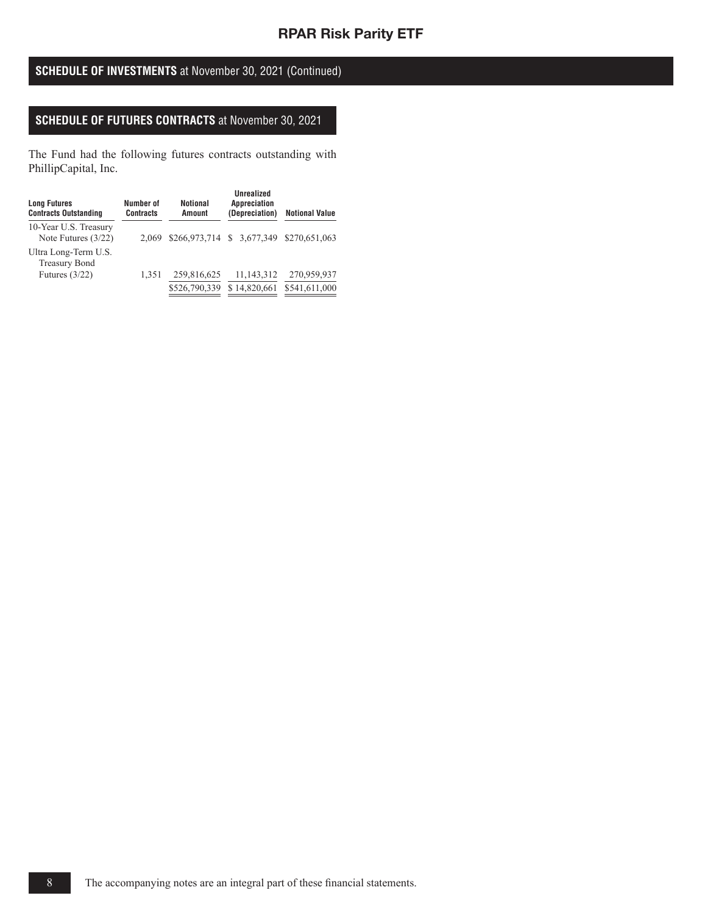## SCHEDULE OF INVESTMENTS at November 30, 2021 (Continued)

## SCHEDULE OF FUTURES CONTRACTS at November 30, 2021

The Fund had the following futures contracts outstanding with PhillipCapital, Inc.

| Long Futures Contracts Outstanding | Number of Contracts | Notional Amount | Unrealized Appreciation (Depreciation) | Notional Value |
|---|---|---|---|---|
| 10-Year U.S. Treasury Note Futures (3/22) | 2,069 | $266,973,714 | $ 3,677,349 | $270,651,063 |
| Ultra Long-Term U.S. Treasury Bond Futures (3/22) | 1,351 | 259,816,625 | 11,143,312 | 270,959,937 |
| | | $526,790,339 | $ 14,820,661 | $541,611,000 |

The accompanying notes are an integral part of these financial statements.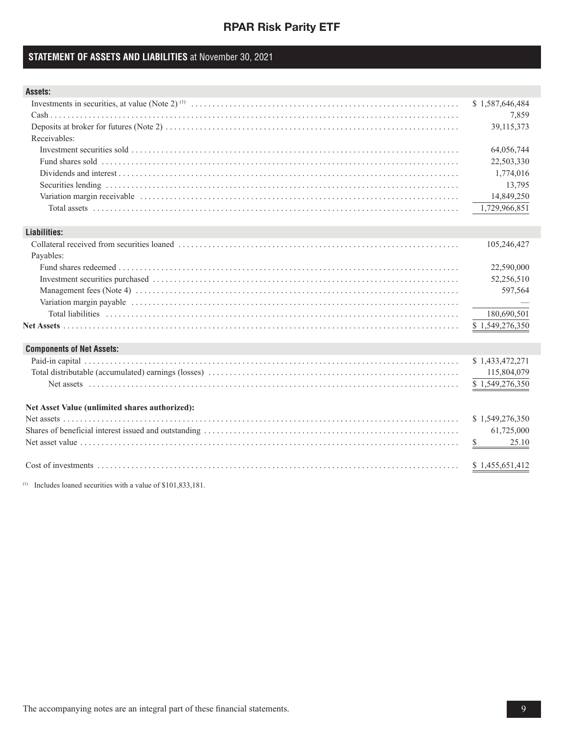# RPAR Risk Parity ETF

## STATEMENT OF ASSETS AND LIABILITIES at November 30, 2021

| | |
|---|---|
| **Assets:** | |
| Investments in securities, at value (Note 2) [(1)] | $ 1,587,646,484 |
| Cash | 7,859 |
| Deposits at broker for futures (Note 2) | 39,115,373 |
| Receivables: | |
| Investment securities sold | 64,056,744 |
| Fund shares sold | 22,503,330 |
| Dividends and interest | 1,774,016 |
| Securities lending | 13,795 |
| Variation margin receivable | 14,849,250 |
| Total assets | 1,729,966,851 |
| **Liabilities:** | |
| Collateral received from securities loaned | 105,246,427 |
| Payables: | |
| Fund shares redeemed | 22,590,000 |
| Investment securities purchased | 52,256,510 |
| Management fees (Note 4) | 597,564 |
| Variation margin payable | — |
| Total liabilities | 180,690,501 |
| **Net Assets** | $ 1,549,276,350 |
| **Components of Net Assets:** | |
| Paid-in capital | $ 1,433,472,271 |
| Total distributable (accumulated) earnings (losses) | 115,804,079 |
| Net assets | $ 1,549,276,350 |
| **Net Asset Value (unlimited shares authorized):** | |
| Net assets | $ 1,549,276,350 |
| Shares of beneficial interest issued and outstanding | 61,725,000 |
| Net asset value | $ 25.10 |
| Cost of investments | $ 1,455,651,412 |

[(1)] Includes loaned securities with a value of $101,833,181.

The accompanying notes are an integral part of these financial statements.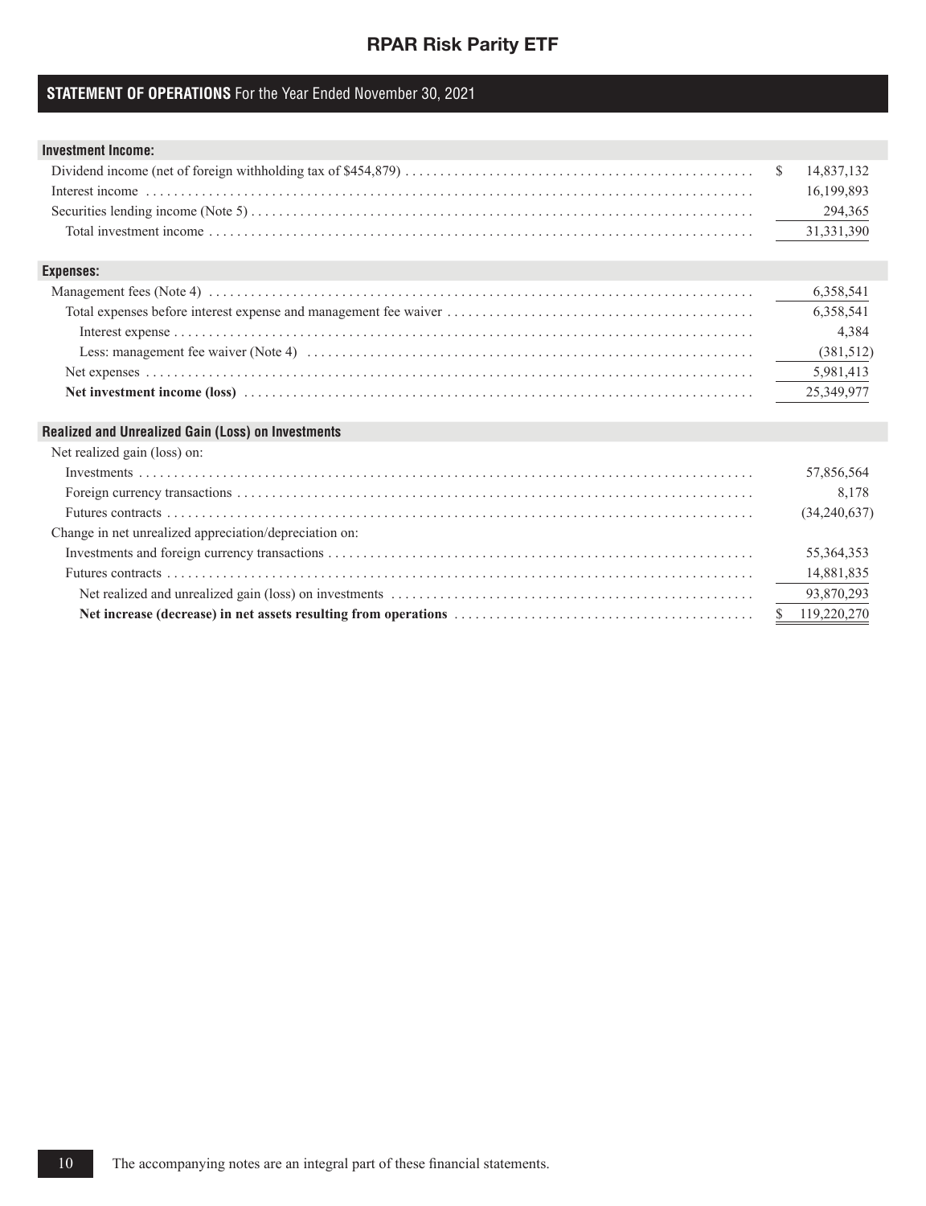# RPAR Risk Parity ETF

## STATEMENT OF OPERATIONS For the Year Ended November 30, 2021

| | |
|---|---|
| **Investment Income:** | |
| Dividend income (net of foreign withholding tax of $454,879) | $ 14,837,132 |
| Interest income | 16,199,893 |
| Securities lending income (Note 5) | 294,365 |
| Total investment income | 31,331,390 |
| **Expenses:** | |
| Management fees (Note 4) | 6,358,541 |
| Total expenses before interest expense and management fee waiver | 6,358,541 |
| Interest expense | 4,384 |
| Less: management fee waiver (Note 4) | (381,512) |
| Net expenses | 5,981,413 |
| **Net investment income (loss)** | 25,349,977 |
| **Realized and Unrealized Gain (Loss) on Investments** | |
| Net realized gain (loss) on: | |
| Investments | 57,856,564 |
| Foreign currency transactions | 8,178 |
| Futures contracts | (34,240,637) |
| Change in net unrealized appreciation/depreciation on: | |
| Investments and foreign currency transactions | 55,364,353 |
| Futures contracts | 14,881,835 |
| Net realized and unrealized gain (loss) on investments | 93,870,293 |
| **Net increase (decrease) in net assets resulting from operations** | $ 119,220,270 |

The accompanying notes are an integral part of these financial statements.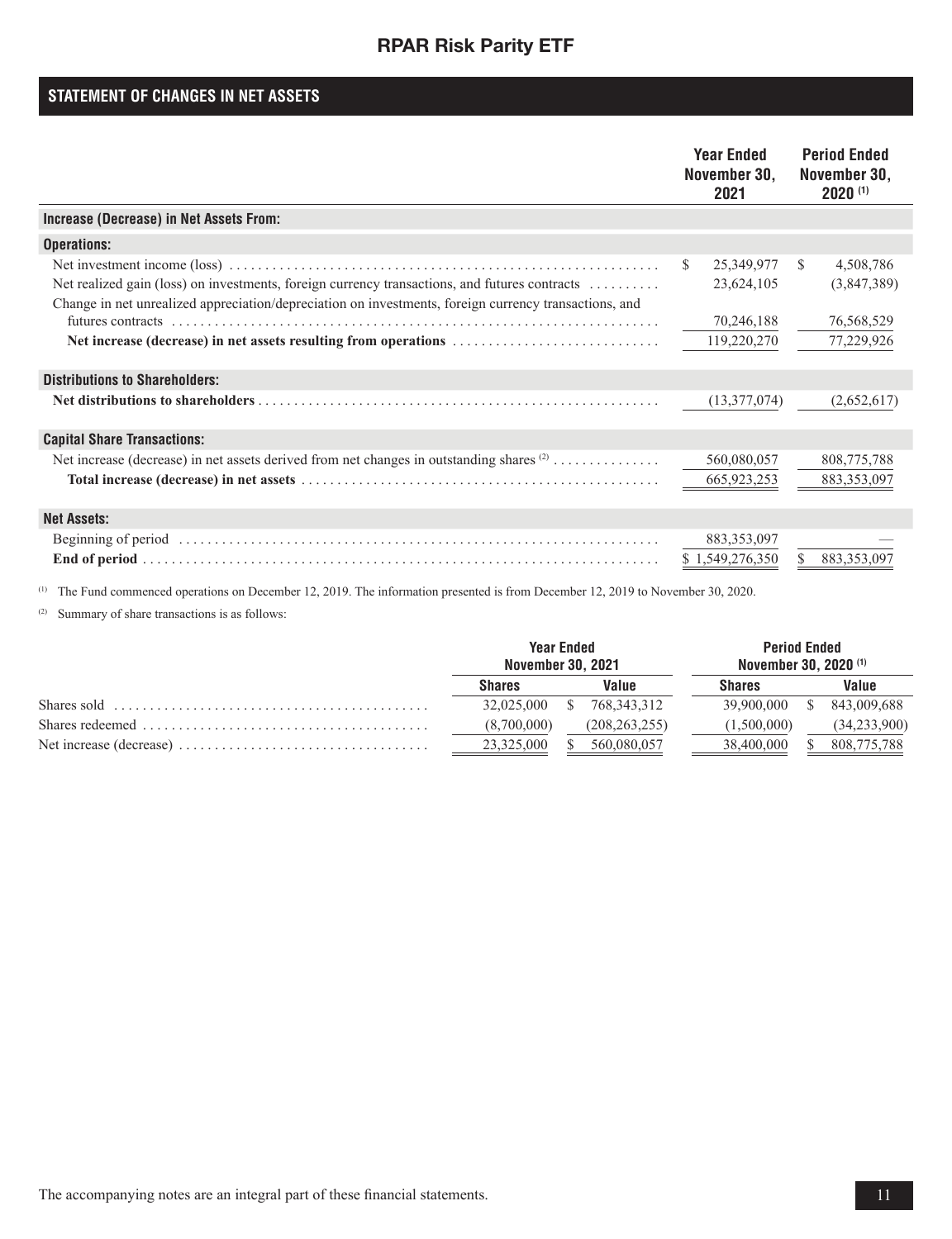# RPAR Risk Parity ETF

## STATEMENT OF CHANGES IN NET ASSETS

| | Year Ended November 30, 2021 | Period Ended November 30, 2020 [(1)] |
|---|---|---|
| **Increase (Decrease) in Net Assets From:** | | |
| **Operations:** | | |
| Net investment income (loss) | $ 25,349,977 | $ 4,508,786 |
| Net realized gain (loss) on investments, foreign currency transactions, and futures contracts | 23,624,105 | (3,847,389) |
| Change in net unrealized appreciation/depreciation on investments, foreign currency transactions, and futures contracts | 70,246,188 | 76,568,529 |
| **Net increase (decrease) in net assets resulting from operations** | 119,220,270 | 77,229,926 |
| **Distributions to Shareholders:** | | |
| **Net distributions to shareholders** | (13,377,074) | (2,652,617) |
| **Capital Share Transactions:** | | |
| Net increase (decrease) in net assets derived from net changes in outstanding shares [(2)] | 560,080,057 | 808,775,788 |
| **Total increase (decrease) in net assets** | 665,923,253 | 883,353,097 |
| **Net Assets:** | | |
| Beginning of period | 883,353,097 | — |
| **End of period** | $ 1,549,276,350 | $ 883,353,097 |

[(1)] The Fund commenced operations on December 12, 2019. The information presented is from December 12, 2019 to November 30, 2020.

[(2)] Summary of share transactions is as follows:

| | Year Ended November 30, 2021 | | Period Ended November 30, 2020 [(1)] | |
|---|---|---|---|---|
| | **Shares** | **Value** | **Shares** | **Value** |
| Shares sold | 32,025,000 | $ 768,343,312 | 39,900,000 | $ 843,009,688 |
| Shares redeemed | (8,700,000) | (208,263,255) | (1,500,000) | (34,233,900) |
| Net increase (decrease) | 23,325,000 | $ 560,080,057 | 38,400,000 | $ 808,775,788 |

The accompanying notes are an integral part of these financial statements.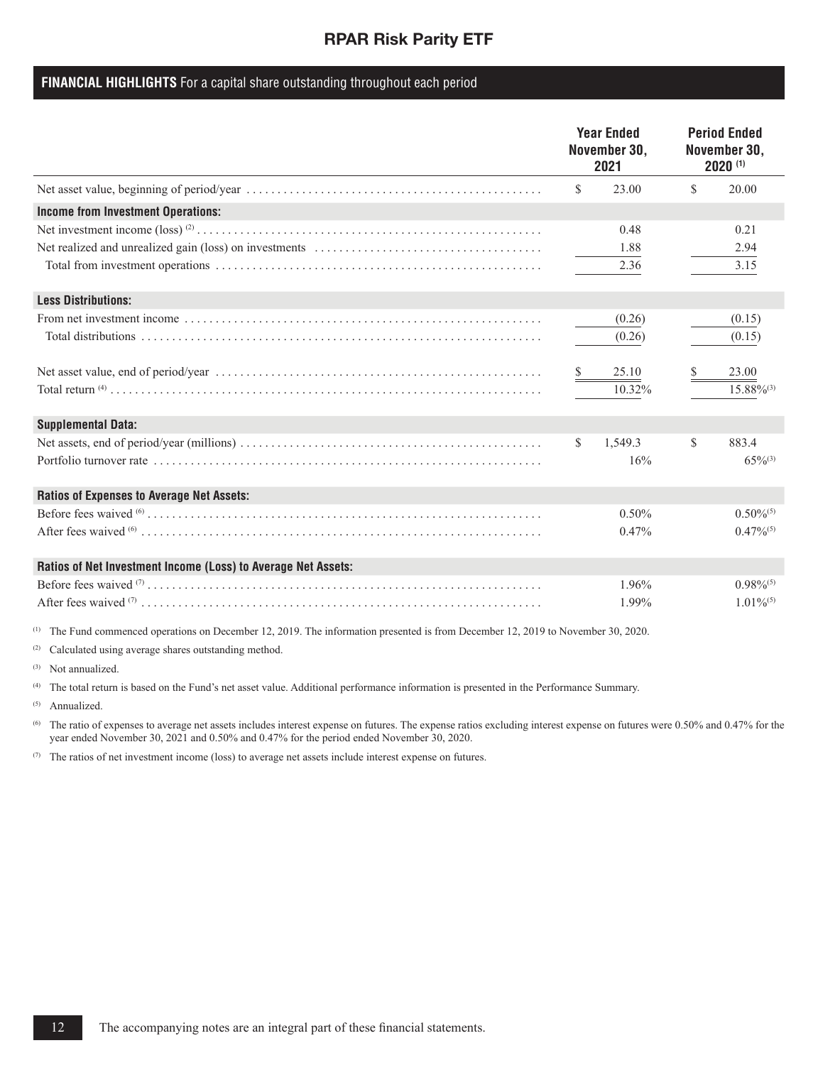# RPAR Risk Parity ETF

## FINANCIAL HIGHLIGHTS For a capital share outstanding throughout each period

| | Year Ended November 30, 2021 | Period Ended November 30, 2020 [1] |
|---|---|---|
| Net asset value, beginning of period/year | $ 23.00 | $ 20.00 |
| **Income from Investment Operations:** | | |
| Net investment income (loss) [2] | 0.48 | 0.21 |
| Net realized and unrealized gain (loss) on investments | 1.88 | 2.94 |
| Total from investment operations | 2.36 | 3.15 |
| **Less Distributions:** | | |
| From net investment income | (0.26) | (0.15) |
| Total distributions | (0.26) | (0.15) |
| Net asset value, end of period/year | $ 25.10 | $ 23.00 |
| Total return [4] | 10.32% | 15.88%[3] |
| **Supplemental Data:** | | |
| Net assets, end of period/year (millions) | $ 1,549.3 | $ 883.4 |
| Portfolio turnover rate | 16% | 65%[3] |
| **Ratios of Expenses to Average Net Assets:** | | |
| Before fees waived [6] | 0.50% | 0.50%[5] |
| After fees waived [6] | 0.47% | 0.47%[5] |
| **Ratios of Net Investment Income (Loss) to Average Net Assets:** | | |
| Before fees waived [7] | 1.96% | 0.98%[5] |
| After fees waived [7] | 1.99% | 1.01%[5] |

(1) The Fund commenced operations on December 12, 2019. The information presented is from December 12, 2019 to November 30, 2020.

(2) Calculated using average shares outstanding method.

(3) Not annualized.

(4) The total return is based on the Fund's net asset value. Additional performance information is presented in the Performance Summary.

(5) Annualized.

(6) The ratio of expenses to average net assets includes interest expense on futures. The expense ratios excluding interest expense on futures were 0.50% and 0.47% for the year ended November 30, 2021 and 0.50% and 0.47% for the period ended November 30, 2020.

(7) The ratios of net investment income (loss) to average net assets include interest expense on futures.

The accompanying notes are an integral part of these financial statements.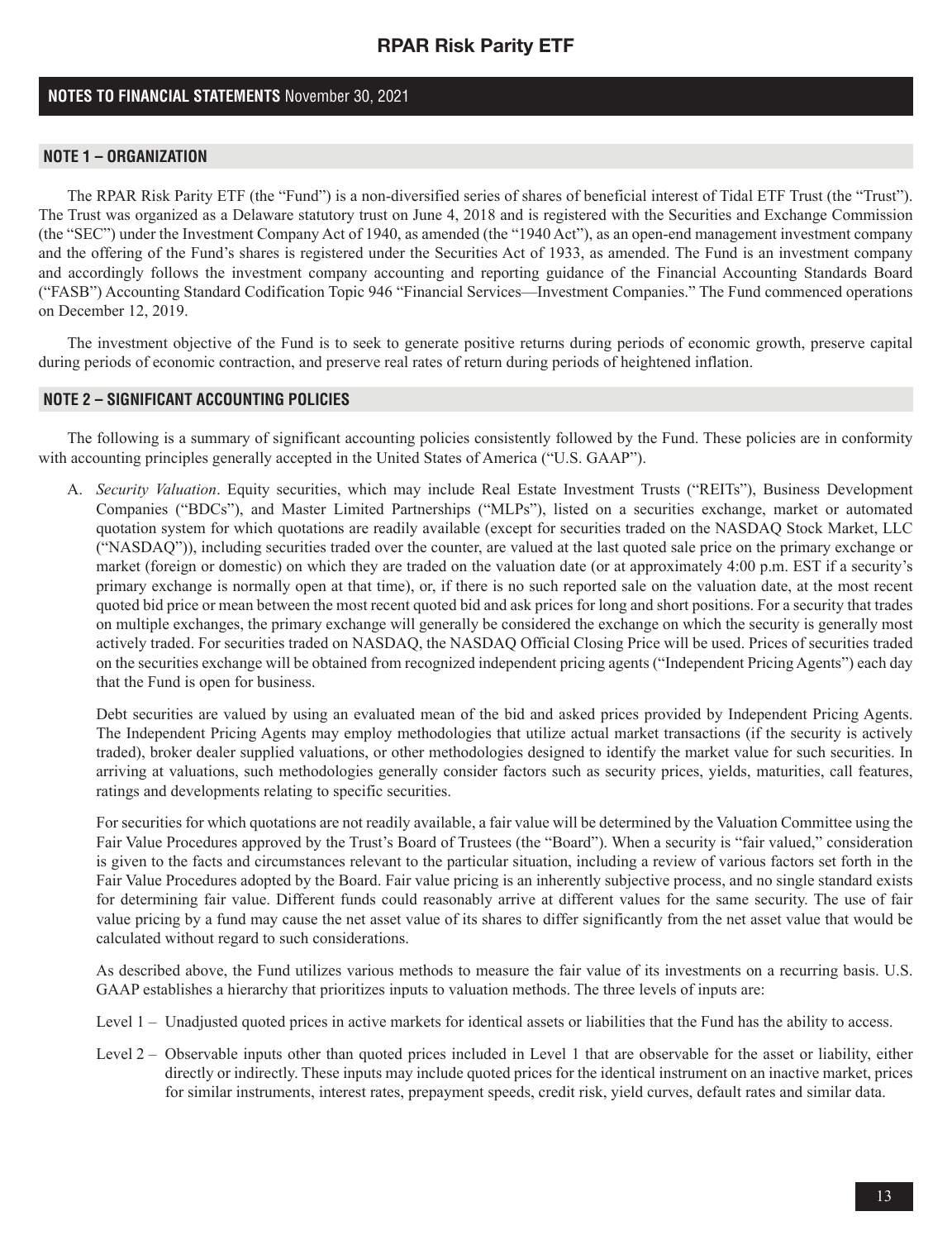## NOTES TO FINANCIAL STATEMENTS November 30, 2021

### NOTE 1 – ORGANIZATION

The RPAR Risk Parity ETF (the "Fund") is a non-diversified series of shares of beneficial interest of Tidal ETF Trust (the "Trust"). The Trust was organized as a Delaware statutory trust on June 4, 2018 and is registered with the Securities and Exchange Commission (the "SEC") under the Investment Company Act of 1940, as amended (the "1940 Act"), as an open-end management investment company and the offering of the Fund's shares is registered under the Securities Act of 1933, as amended. The Fund is an investment company and accordingly follows the investment company accounting and reporting guidance of the Financial Accounting Standards Board ("FASB") Accounting Standard Codification Topic 946 "Financial Services—Investment Companies." The Fund commenced operations on December 12, 2019.

The investment objective of the Fund is to seek to generate positive returns during periods of economic growth, preserve capital during periods of economic contraction, and preserve real rates of return during periods of heightened inflation.

### NOTE 2 – SIGNIFICANT ACCOUNTING POLICIES

The following is a summary of significant accounting policies consistently followed by the Fund. These policies are in conformity with accounting principles generally accepted in the United States of America ("U.S. GAAP").

A. *Security Valuation*. Equity securities, which may include Real Estate Investment Trusts ("REITs"), Business Development Companies ("BDCs"), and Master Limited Partnerships ("MLPs"), listed on a securities exchange, market or automated quotation system for which quotations are readily available (except for securities traded on the NASDAQ Stock Market, LLC ("NASDAQ")), including securities traded over the counter, are valued at the last quoted sale price on the primary exchange or market (foreign or domestic) on which they are traded on the valuation date (or at approximately 4:00 p.m. EST if a security's primary exchange is normally open at that time), or, if there is no such reported sale on the valuation date, at the most recent quoted bid price or mean between the most recent quoted bid and ask prices for long and short positions. For a security that trades on multiple exchanges, the primary exchange will generally be considered the exchange on which the security is generally most actively traded. For securities traded on NASDAQ, the NASDAQ Official Closing Price will be used. Prices of securities traded on the securities exchange will be obtained from recognized independent pricing agents ("Independent Pricing Agents") each day that the Fund is open for business.

   Debt securities are valued by using an evaluated mean of the bid and asked prices provided by Independent Pricing Agents. The Independent Pricing Agents may employ methodologies that utilize actual market transactions (if the security is actively traded), broker dealer supplied valuations, or other methodologies designed to identify the market value for such securities. In arriving at valuations, such methodologies generally consider factors such as security prices, yields, maturities, call features, ratings and developments relating to specific securities.

   For securities for which quotations are not readily available, a fair value will be determined by the Valuation Committee using the Fair Value Procedures approved by the Trust's Board of Trustees (the "Board"). When a security is "fair valued," consideration is given to the facts and circumstances relevant to the particular situation, including a review of various factors set forth in the Fair Value Procedures adopted by the Board. Fair value pricing is an inherently subjective process, and no single standard exists for determining fair value. Different funds could reasonably arrive at different values for the same security. The use of fair value pricing by a fund may cause the net asset value of its shares to differ significantly from the net asset value that would be calculated without regard to such considerations.

   As described above, the Fund utilizes various methods to measure the fair value of its investments on a recurring basis. U.S. GAAP establishes a hierarchy that prioritizes inputs to valuation methods. The three levels of inputs are:

   Level 1 – Unadjusted quoted prices in active markets for identical assets or liabilities that the Fund has the ability to access.

   Level 2 – Observable inputs other than quoted prices included in Level 1 that are observable for the asset or liability, either directly or indirectly. These inputs may include quoted prices for the identical instrument on an inactive market, prices for similar instruments, interest rates, prepayment speeds, credit risk, yield curves, default rates and similar data.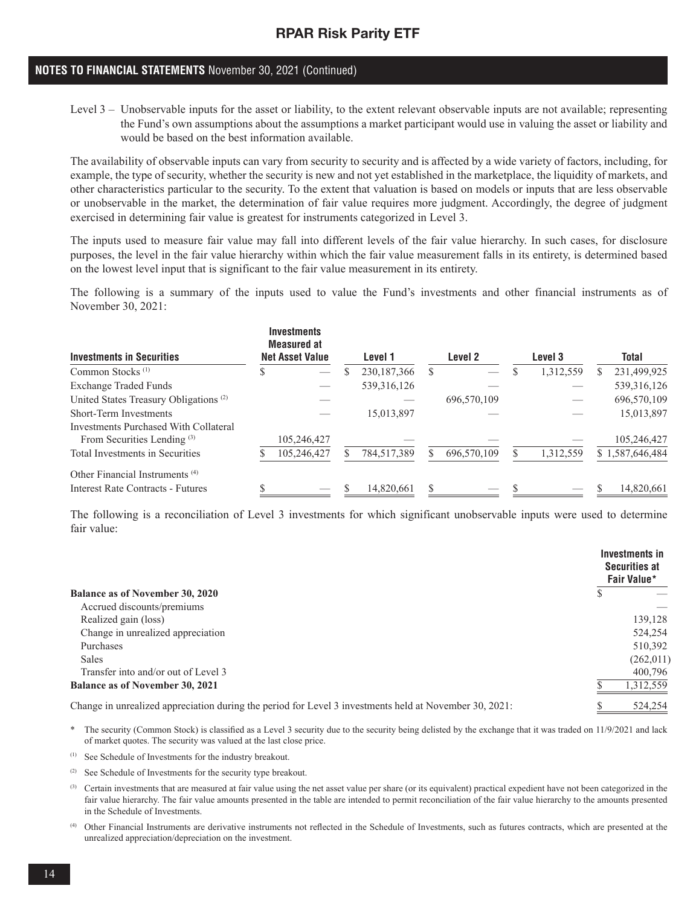Level 3 – Unobservable inputs for the asset or liability, to the extent relevant observable inputs are not available; representing the Fund's own assumptions about the assumptions a market participant would use in valuing the asset or liability and would be based on the best information available.

The availability of observable inputs can vary from security to security and is affected by a wide variety of factors, including, for example, the type of security, whether the security is new and not yet established in the marketplace, the liquidity of markets, and other characteristics particular to the security. To the extent that valuation is based on models or inputs that are less observable or unobservable in the market, the determination of fair value requires more judgment. Accordingly, the degree of judgment exercised in determining fair value is greatest for instruments categorized in Level 3.

The inputs used to measure fair value may fall into different levels of the fair value hierarchy. In such cases, for disclosure purposes, the level in the fair value hierarchy within which the fair value measurement falls in its entirety, is determined based on the lowest level input that is significant to the fair value measurement in its entirety.

The following is a summary of the inputs used to value the Fund's investments and other financial instruments as of November 30, 2021:

| Investments in Securities | Investments Measured at Net Asset Value | Level 1 | Level 2 | Level 3 | Total |
|---|---|---|---|---|---|
| Common Stocks [(1)] | $ — | $ 230,187,366 | $ — | $ 1,312,559 | $ 231,499,925 |
| Exchange Traded Funds | — | 539,316,126 | — | — | 539,316,126 |
| United States Treasury Obligations [(2)] | — | — | 696,570,109 | — | 696,570,109 |
| Short-Term Investments | — | 15,013,897 | — | — | 15,013,897 |
| Investments Purchased With Collateral From Securities Lending [(3)] | 105,246,427 | — | — | — | 105,246,427 |
| Total Investments in Securities | $ 105,246,427 | $ 784,517,389 | $ 696,570,109 | $ 1,312,559 | $ 1,587,646,484 |
| Other Financial Instruments [(4)] | | | | | |
| Interest Rate Contracts - Futures | $ — | $ 14,820,661 | $ — | $ — | $ 14,820,661 |

The following is a reconciliation of Level 3 investments for which significant unobservable inputs were used to determine fair value:

| | Investments in Securities at Fair Value* |
|---|---|
| **Balance as of November 30, 2020** | $ — |
| Accrued discounts/premiums | — |
| Realized gain (loss) | 139,128 |
| Change in unrealized appreciation | 524,254 |
| Purchases | 510,392 |
| Sales | (262,011) |
| Transfer into and/or out of Level 3 | 400,796 |
| **Balance as of November 30, 2021** | $ 1,312,559 |
| Change in unrealized appreciation during the period for Level 3 investments held at November 30, 2021: | $ 524,254 |

\* The security (Common Stock) is classified as a Level 3 security due to the security being delisted by the exchange that it was traded on 11/9/2021 and lack of market quotes. The security was valued at the last close price.

(1) See Schedule of Investments for the industry breakout.

(2) See Schedule of Investments for the security type breakout.

(3) Certain investments that are measured at fair value using the net asset value per share (or its equivalent) practical expedient have not been categorized in the fair value hierarchy. The fair value amounts presented in the table are intended to permit reconciliation of the fair value hierarchy to the amounts presented in the Schedule of Investments.

(4) Other Financial Instruments are derivative instruments not reflected in the Schedule of Investments, such as futures contracts, which are presented at the unrealized appreciation/depreciation on the investment.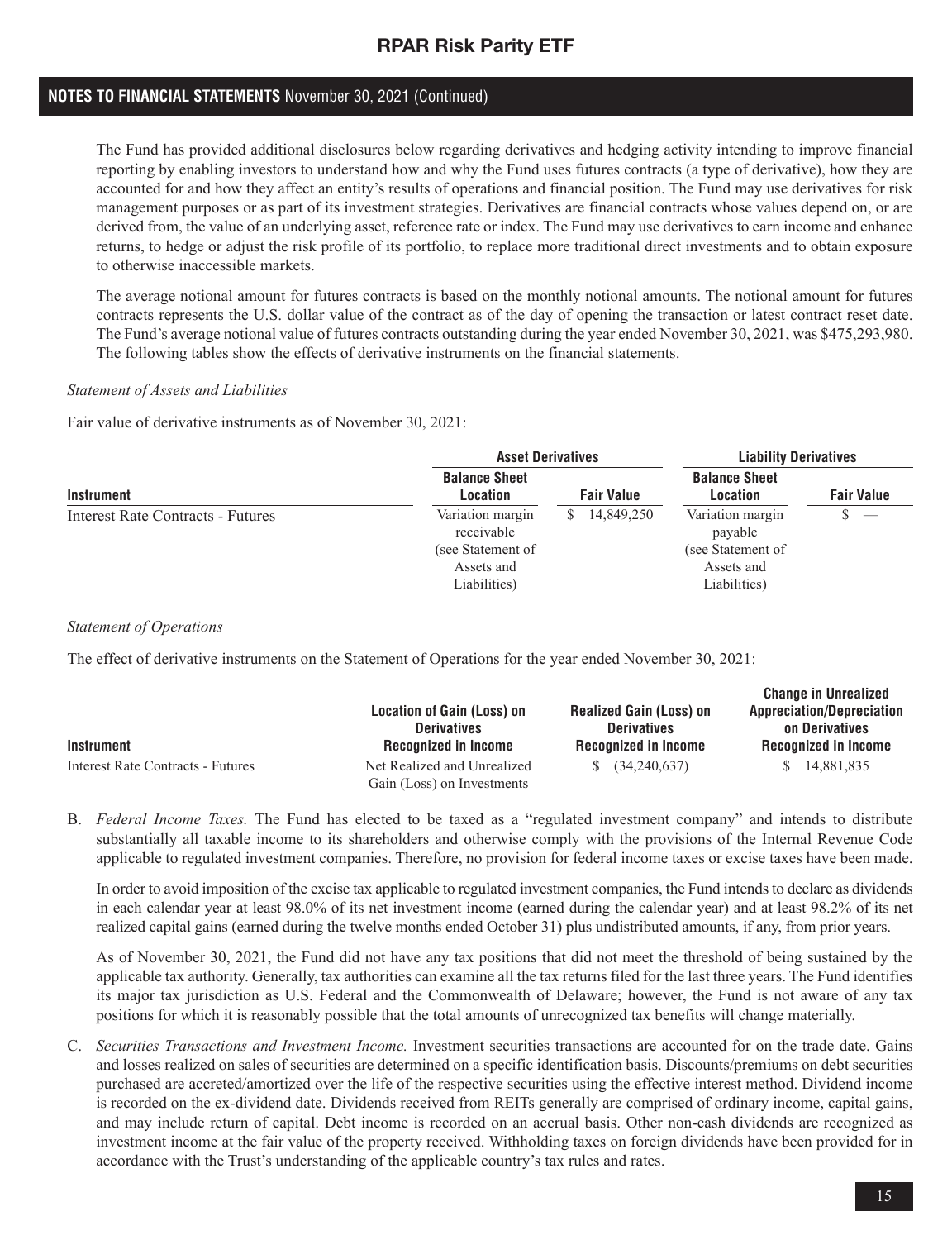The Fund has provided additional disclosures below regarding derivatives and hedging activity intending to improve financial reporting by enabling investors to understand how and why the Fund uses futures contracts (a type of derivative), how they are accounted for and how they affect an entity's results of operations and financial position. The Fund may use derivatives for risk management purposes or as part of its investment strategies. Derivatives are financial contracts whose values depend on, or are derived from, the value of an underlying asset, reference rate or index. The Fund may use derivatives to earn income and enhance returns, to hedge or adjust the risk profile of its portfolio, to replace more traditional direct investments and to obtain exposure to otherwise inaccessible markets.

The average notional amount for futures contracts is based on the monthly notional amounts. The notional amount for futures contracts represents the U.S. dollar value of the contract as of the day of opening the transaction or latest contract reset date. The Fund's average notional value of futures contracts outstanding during the year ended November 30, 2021, was $475,293,980. The following tables show the effects of derivative instruments on the financial statements.

*Statement of Assets and Liabilities*

Fair value of derivative instruments as of November 30, 2021:

| | Asset Derivatives | | Liability Derivatives | |
|---|---|---|---|---|
| **Instrument** | **Balance Sheet Location** | **Fair Value** | **Balance Sheet Location** | **Fair Value** |
| Interest Rate Contracts - Futures | Variation margin receivable (see Statement of Assets and Liabilities) | $ 14,849,250 | Variation margin payable (see Statement of Assets and Liabilities) | $ — |

*Statement of Operations*

The effect of derivative instruments on the Statement of Operations for the year ended November 30, 2021:

| Instrument | Location of Gain (Loss) on Derivatives Recognized in Income | Realized Gain (Loss) on Derivatives Recognized in Income | Change in Unrealized Appreciation/Depreciation on Derivatives Recognized in Income |
|---|---|---|---|
| Interest Rate Contracts - Futures | Net Realized and Unrealized Gain (Loss) on Investments | $ (34,240,637) | $ 14,881,835 |

B. *Federal Income Taxes.* The Fund has elected to be taxed as a "regulated investment company" and intends to distribute substantially all taxable income to its shareholders and otherwise comply with the provisions of the Internal Revenue Code applicable to regulated investment companies. Therefore, no provision for federal income taxes or excise taxes have been made.

In order to avoid imposition of the excise tax applicable to regulated investment companies, the Fund intends to declare as dividends in each calendar year at least 98.0% of its net investment income (earned during the calendar year) and at least 98.2% of its net realized capital gains (earned during the twelve months ended October 31) plus undistributed amounts, if any, from prior years.

As of November 30, 2021, the Fund did not have any tax positions that did not meet the threshold of being sustained by the applicable tax authority. Generally, tax authorities can examine all the tax returns filed for the last three years. The Fund identifies its major tax jurisdiction as U.S. Federal and the Commonwealth of Delaware; however, the Fund is not aware of any tax positions for which it is reasonably possible that the total amounts of unrecognized tax benefits will change materially.

C. *Securities Transactions and Investment Income.* Investment securities transactions are accounted for on the trade date. Gains and losses realized on sales of securities are determined on a specific identification basis. Discounts/premiums on debt securities purchased are accreted/amortized over the life of the respective securities using the effective interest method. Dividend income is recorded on the ex-dividend date. Dividends received from REITs generally are comprised of ordinary income, capital gains, and may include return of capital. Debt income is recorded on an accrual basis. Other non-cash dividends are recognized as investment income at the fair value of the property received. Withholding taxes on foreign dividends have been provided for in accordance with the Trust's understanding of the applicable country's tax rules and rates.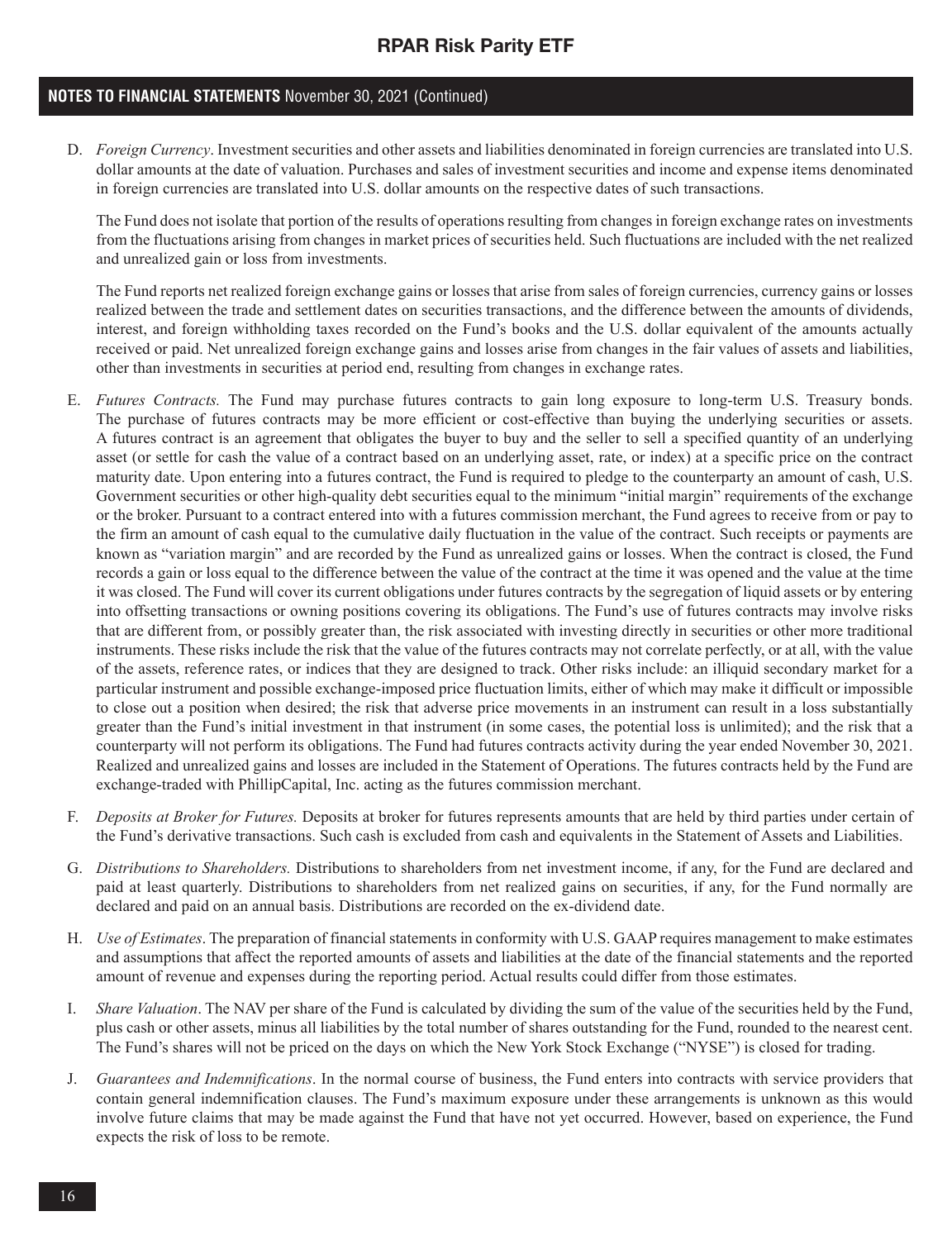D. *Foreign Currency*. Investment securities and other assets and liabilities denominated in foreign currencies are translated into U.S. dollar amounts at the date of valuation. Purchases and sales of investment securities and income and expense items denominated in foreign currencies are translated into U.S. dollar amounts on the respective dates of such transactions.

The Fund does not isolate that portion of the results of operations resulting from changes in foreign exchange rates on investments from the fluctuations arising from changes in market prices of securities held. Such fluctuations are included with the net realized and unrealized gain or loss from investments.

The Fund reports net realized foreign exchange gains or losses that arise from sales of foreign currencies, currency gains or losses realized between the trade and settlement dates on securities transactions, and the difference between the amounts of dividends, interest, and foreign withholding taxes recorded on the Fund's books and the U.S. dollar equivalent of the amounts actually received or paid. Net unrealized foreign exchange gains and losses arise from changes in the fair values of assets and liabilities, other than investments in securities at period end, resulting from changes in exchange rates.

E. *Futures Contracts.* The Fund may purchase futures contracts to gain long exposure to long-term U.S. Treasury bonds. The purchase of futures contracts may be more efficient or cost-effective than buying the underlying securities or assets. A futures contract is an agreement that obligates the buyer to buy and the seller to sell a specified quantity of an underlying asset (or settle for cash the value of a contract based on an underlying asset, rate, or index) at a specific price on the contract maturity date. Upon entering into a futures contract, the Fund is required to pledge to the counterparty an amount of cash, U.S. Government securities or other high-quality debt securities equal to the minimum "initial margin" requirements of the exchange or the broker. Pursuant to a contract entered into with a futures commission merchant, the Fund agrees to receive from or pay to the firm an amount of cash equal to the cumulative daily fluctuation in the value of the contract. Such receipts or payments are known as "variation margin" and are recorded by the Fund as unrealized gains or losses. When the contract is closed, the Fund records a gain or loss equal to the difference between the value of the contract at the time it was opened and the value at the time it was closed. The Fund will cover its current obligations under futures contracts by the segregation of liquid assets or by entering into offsetting transactions or owning positions covering its obligations. The Fund's use of futures contracts may involve risks that are different from, or possibly greater than, the risk associated with investing directly in securities or other more traditional instruments. These risks include the risk that the value of the futures contracts may not correlate perfectly, or at all, with the value of the assets, reference rates, or indices that they are designed to track. Other risks include: an illiquid secondary market for a particular instrument and possible exchange-imposed price fluctuation limits, either of which may make it difficult or impossible to close out a position when desired; the risk that adverse price movements in an instrument can result in a loss substantially greater than the Fund's initial investment in that instrument (in some cases, the potential loss is unlimited); and the risk that a counterparty will not perform its obligations. The Fund had futures contracts activity during the year ended November 30, 2021. Realized and unrealized gains and losses are included in the Statement of Operations. The futures contracts held by the Fund are exchange-traded with PhillipCapital, Inc. acting as the futures commission merchant.

F. *Deposits at Broker for Futures.* Deposits at broker for futures represents amounts that are held by third parties under certain of the Fund's derivative transactions. Such cash is excluded from cash and equivalents in the Statement of Assets and Liabilities.

G. *Distributions to Shareholders.* Distributions to shareholders from net investment income, if any, for the Fund are declared and paid at least quarterly. Distributions to shareholders from net realized gains on securities, if any, for the Fund normally are declared and paid on an annual basis. Distributions are recorded on the ex-dividend date.

H. *Use of Estimates*. The preparation of financial statements in conformity with U.S. GAAP requires management to make estimates and assumptions that affect the reported amounts of assets and liabilities at the date of the financial statements and the reported amount of revenue and expenses during the reporting period. Actual results could differ from those estimates.

I. *Share Valuation*. The NAV per share of the Fund is calculated by dividing the sum of the value of the securities held by the Fund, plus cash or other assets, minus all liabilities by the total number of shares outstanding for the Fund, rounded to the nearest cent. The Fund's shares will not be priced on the days on which the New York Stock Exchange ("NYSE") is closed for trading.

J. *Guarantees and Indemnifications*. In the normal course of business, the Fund enters into contracts with service providers that contain general indemnification clauses. The Fund's maximum exposure under these arrangements is unknown as this would involve future claims that may be made against the Fund that have not yet occurred. However, based on experience, the Fund expects the risk of loss to be remote.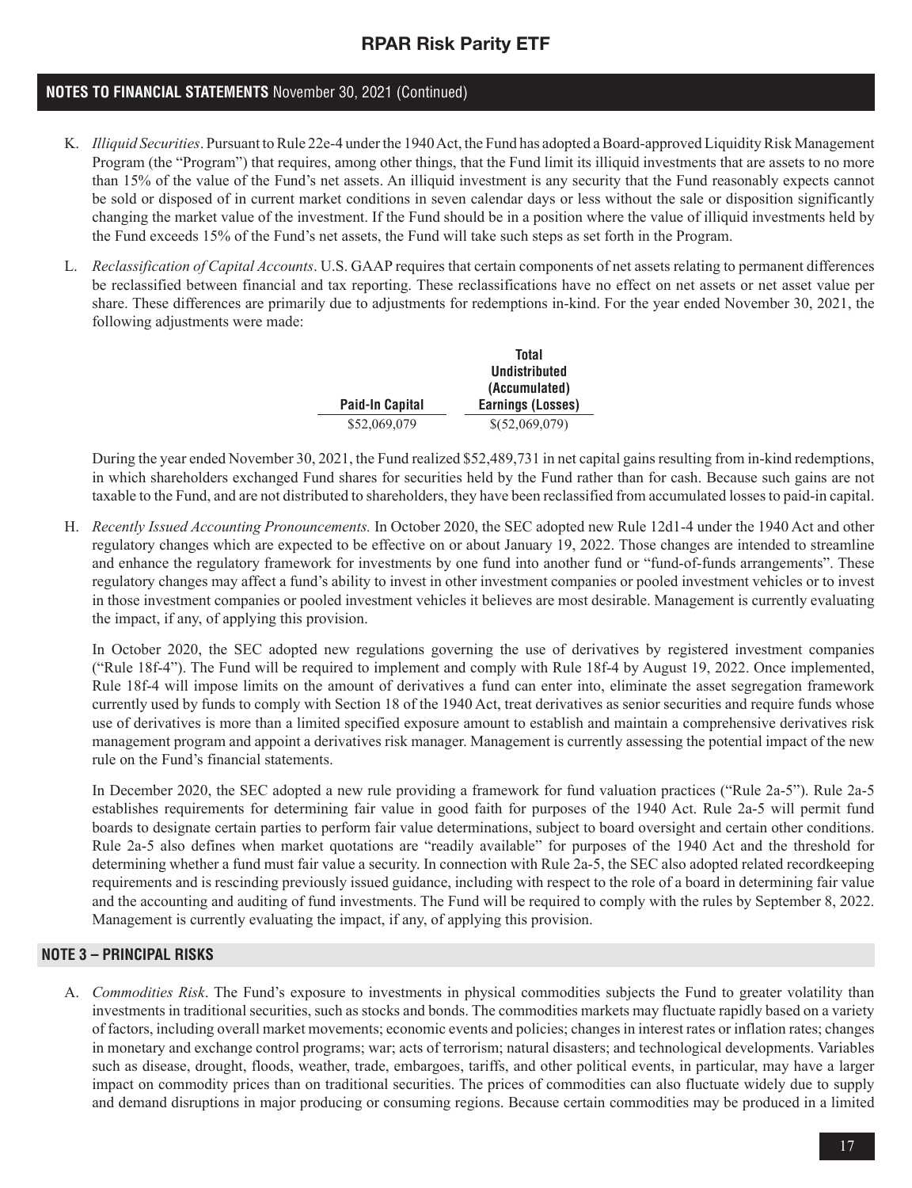## NOTES TO FINANCIAL STATEMENTS November 30, 2021 (Continued)

K. *Illiquid Securities*. Pursuant to Rule 22e-4 under the 1940 Act, the Fund has adopted a Board-approved Liquidity Risk Management Program (the "Program") that requires, among other things, that the Fund limit its illiquid investments that are assets to no more than 15% of the value of the Fund's net assets. An illiquid investment is any security that the Fund reasonably expects cannot be sold or disposed of in current market conditions in seven calendar days or less without the sale or disposition significantly changing the market value of the investment. If the Fund should be in a position where the value of illiquid investments held by the Fund exceeds 15% of the Fund's net assets, the Fund will take such steps as set forth in the Program.

L. *Reclassification of Capital Accounts*. U.S. GAAP requires that certain components of net assets relating to permanent differences be reclassified between financial and tax reporting. These reclassifications have no effect on net assets or net asset value per share. These differences are primarily due to adjustments for redemptions in-kind. For the year ended November 30, 2021, the following adjustments were made:

| Paid-In Capital | Total Undistributed (Accumulated) Earnings (Losses) |
|---|---|
| $52,069,079 | $(52,069,079) |

During the year ended November 30, 2021, the Fund realized $52,489,731 in net capital gains resulting from in-kind redemptions, in which shareholders exchanged Fund shares for securities held by the Fund rather than for cash. Because such gains are not taxable to the Fund, and are not distributed to shareholders, they have been reclassified from accumulated losses to paid-in capital.

H. *Recently Issued Accounting Pronouncements.* In October 2020, the SEC adopted new Rule 12d1-4 under the 1940 Act and other regulatory changes which are expected to be effective on or about January 19, 2022. Those changes are intended to streamline and enhance the regulatory framework for investments by one fund into another fund or "fund-of-funds arrangements". These regulatory changes may affect a fund's ability to invest in other investment companies or pooled investment vehicles or to invest in those investment companies or pooled investment vehicles it believes are most desirable. Management is currently evaluating the impact, if any, of applying this provision.

In October 2020, the SEC adopted new regulations governing the use of derivatives by registered investment companies ("Rule 18f-4"). The Fund will be required to implement and comply with Rule 18f-4 by August 19, 2022. Once implemented, Rule 18f-4 will impose limits on the amount of derivatives a fund can enter into, eliminate the asset segregation framework currently used by funds to comply with Section 18 of the 1940 Act, treat derivatives as senior securities and require funds whose use of derivatives is more than a limited specified exposure amount to establish and maintain a comprehensive derivatives risk management program and appoint a derivatives risk manager. Management is currently assessing the potential impact of the new rule on the Fund's financial statements.

In December 2020, the SEC adopted a new rule providing a framework for fund valuation practices ("Rule 2a-5"). Rule 2a-5 establishes requirements for determining fair value in good faith for purposes of the 1940 Act. Rule 2a-5 will permit fund boards to designate certain parties to perform fair value determinations, subject to board oversight and certain other conditions. Rule 2a-5 also defines when market quotations are "readily available" for purposes of the 1940 Act and the threshold for determining whether a fund must fair value a security. In connection with Rule 2a-5, the SEC also adopted related recordkeeping requirements and is rescinding previously issued guidance, including with respect to the role of a board in determining fair value and the accounting and auditing of fund investments. The Fund will be required to comply with the rules by September 8, 2022. Management is currently evaluating the impact, if any, of applying this provision.

## NOTE 3 – PRINCIPAL RISKS

A. *Commodities Risk*. The Fund's exposure to investments in physical commodities subjects the Fund to greater volatility than investments in traditional securities, such as stocks and bonds. The commodities markets may fluctuate rapidly based on a variety of factors, including overall market movements; economic events and policies; changes in interest rates or inflation rates; changes in monetary and exchange control programs; war; acts of terrorism; natural disasters; and technological developments. Variables such as disease, drought, floods, weather, trade, embargoes, tariffs, and other political events, in particular, may have a larger impact on commodity prices than on traditional securities. The prices of commodities can also fluctuate widely due to supply and demand disruptions in major producing or consuming regions. Because certain commodities may be produced in a limited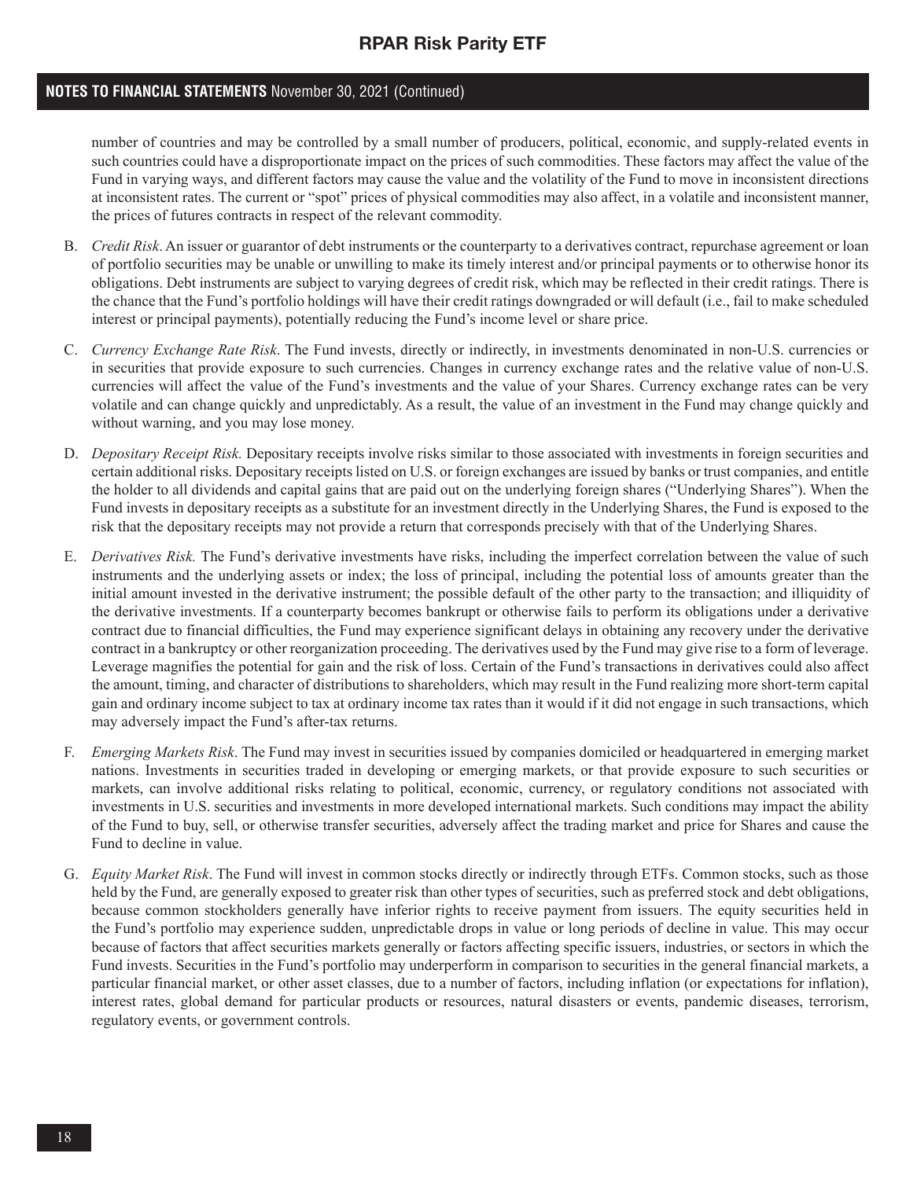number of countries and may be controlled by a small number of producers, political, economic, and supply-related events in such countries could have a disproportionate impact on the prices of such commodities. These factors may affect the value of the Fund in varying ways, and different factors may cause the value and the volatility of the Fund to move in inconsistent directions at inconsistent rates. The current or "spot" prices of physical commodities may also affect, in a volatile and inconsistent manner, the prices of futures contracts in respect of the relevant commodity.

B. *Credit Risk*. An issuer or guarantor of debt instruments or the counterparty to a derivatives contract, repurchase agreement or loan of portfolio securities may be unable or unwilling to make its timely interest and/or principal payments or to otherwise honor its obligations. Debt instruments are subject to varying degrees of credit risk, which may be reflected in their credit ratings. There is the chance that the Fund's portfolio holdings will have their credit ratings downgraded or will default (i.e., fail to make scheduled interest or principal payments), potentially reducing the Fund's income level or share price.

C. *Currency Exchange Rate Risk*. The Fund invests, directly or indirectly, in investments denominated in non-U.S. currencies or in securities that provide exposure to such currencies. Changes in currency exchange rates and the relative value of non-U.S. currencies will affect the value of the Fund's investments and the value of your Shares. Currency exchange rates can be very volatile and can change quickly and unpredictably. As a result, the value of an investment in the Fund may change quickly and without warning, and you may lose money.

D. *Depositary Receipt Risk.* Depositary receipts involve risks similar to those associated with investments in foreign securities and certain additional risks. Depositary receipts listed on U.S. or foreign exchanges are issued by banks or trust companies, and entitle the holder to all dividends and capital gains that are paid out on the underlying foreign shares ("Underlying Shares"). When the Fund invests in depositary receipts as a substitute for an investment directly in the Underlying Shares, the Fund is exposed to the risk that the depositary receipts may not provide a return that corresponds precisely with that of the Underlying Shares.

E. *Derivatives Risk.* The Fund's derivative investments have risks, including the imperfect correlation between the value of such instruments and the underlying assets or index; the loss of principal, including the potential loss of amounts greater than the initial amount invested in the derivative instrument; the possible default of the other party to the transaction; and illiquidity of the derivative investments. If a counterparty becomes bankrupt or otherwise fails to perform its obligations under a derivative contract due to financial difficulties, the Fund may experience significant delays in obtaining any recovery under the derivative contract in a bankruptcy or other reorganization proceeding. The derivatives used by the Fund may give rise to a form of leverage. Leverage magnifies the potential for gain and the risk of loss. Certain of the Fund's transactions in derivatives could also affect the amount, timing, and character of distributions to shareholders, which may result in the Fund realizing more short-term capital gain and ordinary income subject to tax at ordinary income tax rates than it would if it did not engage in such transactions, which may adversely impact the Fund's after-tax returns.

F. *Emerging Markets Risk*. The Fund may invest in securities issued by companies domiciled or headquartered in emerging market nations. Investments in securities traded in developing or emerging markets, or that provide exposure to such securities or markets, can involve additional risks relating to political, economic, currency, or regulatory conditions not associated with investments in U.S. securities and investments in more developed international markets. Such conditions may impact the ability of the Fund to buy, sell, or otherwise transfer securities, adversely affect the trading market and price for Shares and cause the Fund to decline in value.

G. *Equity Market Risk*. The Fund will invest in common stocks directly or indirectly through ETFs. Common stocks, such as those held by the Fund, are generally exposed to greater risk than other types of securities, such as preferred stock and debt obligations, because common stockholders generally have inferior rights to receive payment from issuers. The equity securities held in the Fund's portfolio may experience sudden, unpredictable drops in value or long periods of decline in value. This may occur because of factors that affect securities markets generally or factors affecting specific issuers, industries, or sectors in which the Fund invests. Securities in the Fund's portfolio may underperform in comparison to securities in the general financial markets, a particular financial market, or other asset classes, due to a number of factors, including inflation (or expectations for inflation), interest rates, global demand for particular products or resources, natural disasters or events, pandemic diseases, terrorism, regulatory events, or government controls.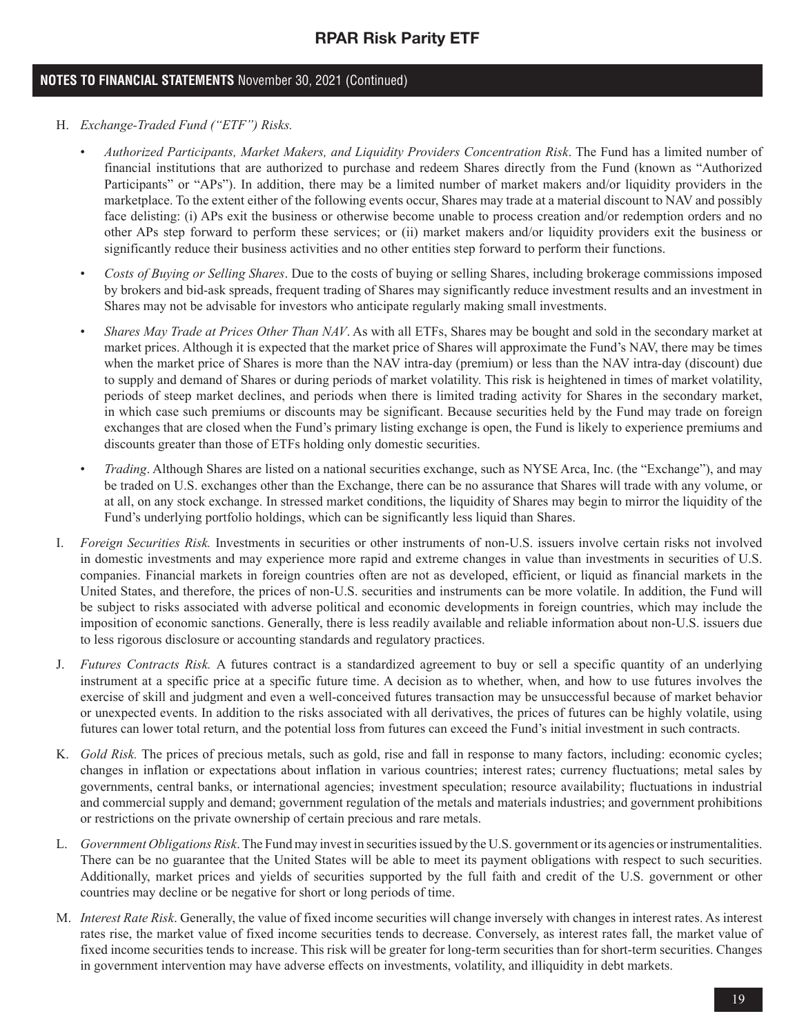H. *Exchange-Traded Fund ("ETF") Risks.*

- *Authorized Participants, Market Makers, and Liquidity Providers Concentration Risk*. The Fund has a limited number of financial institutions that are authorized to purchase and redeem Shares directly from the Fund (known as "Authorized Participants" or "APs"). In addition, there may be a limited number of market makers and/or liquidity providers in the marketplace. To the extent either of the following events occur, Shares may trade at a material discount to NAV and possibly face delisting: (i) APs exit the business or otherwise become unable to process creation and/or redemption orders and no other APs step forward to perform these services; or (ii) market makers and/or liquidity providers exit the business or significantly reduce their business activities and no other entities step forward to perform their functions.

- *Costs of Buying or Selling Shares*. Due to the costs of buying or selling Shares, including brokerage commissions imposed by brokers and bid-ask spreads, frequent trading of Shares may significantly reduce investment results and an investment in Shares may not be advisable for investors who anticipate regularly making small investments.

- *Shares May Trade at Prices Other Than NAV*. As with all ETFs, Shares may be bought and sold in the secondary market at market prices. Although it is expected that the market price of Shares will approximate the Fund's NAV, there may be times when the market price of Shares is more than the NAV intra-day (premium) or less than the NAV intra-day (discount) due to supply and demand of Shares or during periods of market volatility. This risk is heightened in times of market volatility, periods of steep market declines, and periods when there is limited trading activity for Shares in the secondary market, in which case such premiums or discounts may be significant. Because securities held by the Fund may trade on foreign exchanges that are closed when the Fund's primary listing exchange is open, the Fund is likely to experience premiums and discounts greater than those of ETFs holding only domestic securities.

- *Trading*. Although Shares are listed on a national securities exchange, such as NYSE Arca, Inc. (the "Exchange"), and may be traded on U.S. exchanges other than the Exchange, there can be no assurance that Shares will trade with any volume, or at all, on any stock exchange. In stressed market conditions, the liquidity of Shares may begin to mirror the liquidity of the Fund's underlying portfolio holdings, which can be significantly less liquid than Shares.

I. *Foreign Securities Risk.* Investments in securities or other instruments of non-U.S. issuers involve certain risks not involved in domestic investments and may experience more rapid and extreme changes in value than investments in securities of U.S. companies. Financial markets in foreign countries often are not as developed, efficient, or liquid as financial markets in the United States, and therefore, the prices of non-U.S. securities and instruments can be more volatile. In addition, the Fund will be subject to risks associated with adverse political and economic developments in foreign countries, which may include the imposition of economic sanctions. Generally, there is less readily available and reliable information about non-U.S. issuers due to less rigorous disclosure or accounting standards and regulatory practices.

J. *Futures Contracts Risk.* A futures contract is a standardized agreement to buy or sell a specific quantity of an underlying instrument at a specific price at a specific future time. A decision as to whether, when, and how to use futures involves the exercise of skill and judgment and even a well-conceived futures transaction may be unsuccessful because of market behavior or unexpected events. In addition to the risks associated with all derivatives, the prices of futures can be highly volatile, using futures can lower total return, and the potential loss from futures can exceed the Fund's initial investment in such contracts.

K. *Gold Risk.* The prices of precious metals, such as gold, rise and fall in response to many factors, including: economic cycles; changes in inflation or expectations about inflation in various countries; interest rates; currency fluctuations; metal sales by governments, central banks, or international agencies; investment speculation; resource availability; fluctuations in industrial and commercial supply and demand; government regulation of the metals and materials industries; and government prohibitions or restrictions on the private ownership of certain precious and rare metals.

L. *Government Obligations Risk*. The Fund may invest in securities issued by the U.S. government or its agencies or instrumentalities. There can be no guarantee that the United States will be able to meet its payment obligations with respect to such securities. Additionally, market prices and yields of securities supported by the full faith and credit of the U.S. government or other countries may decline or be negative for short or long periods of time.

M. *Interest Rate Risk*. Generally, the value of fixed income securities will change inversely with changes in interest rates. As interest rates rise, the market value of fixed income securities tends to decrease. Conversely, as interest rates fall, the market value of fixed income securities tends to increase. This risk will be greater for long-term securities than for short-term securities. Changes in government intervention may have adverse effects on investments, volatility, and illiquidity in debt markets.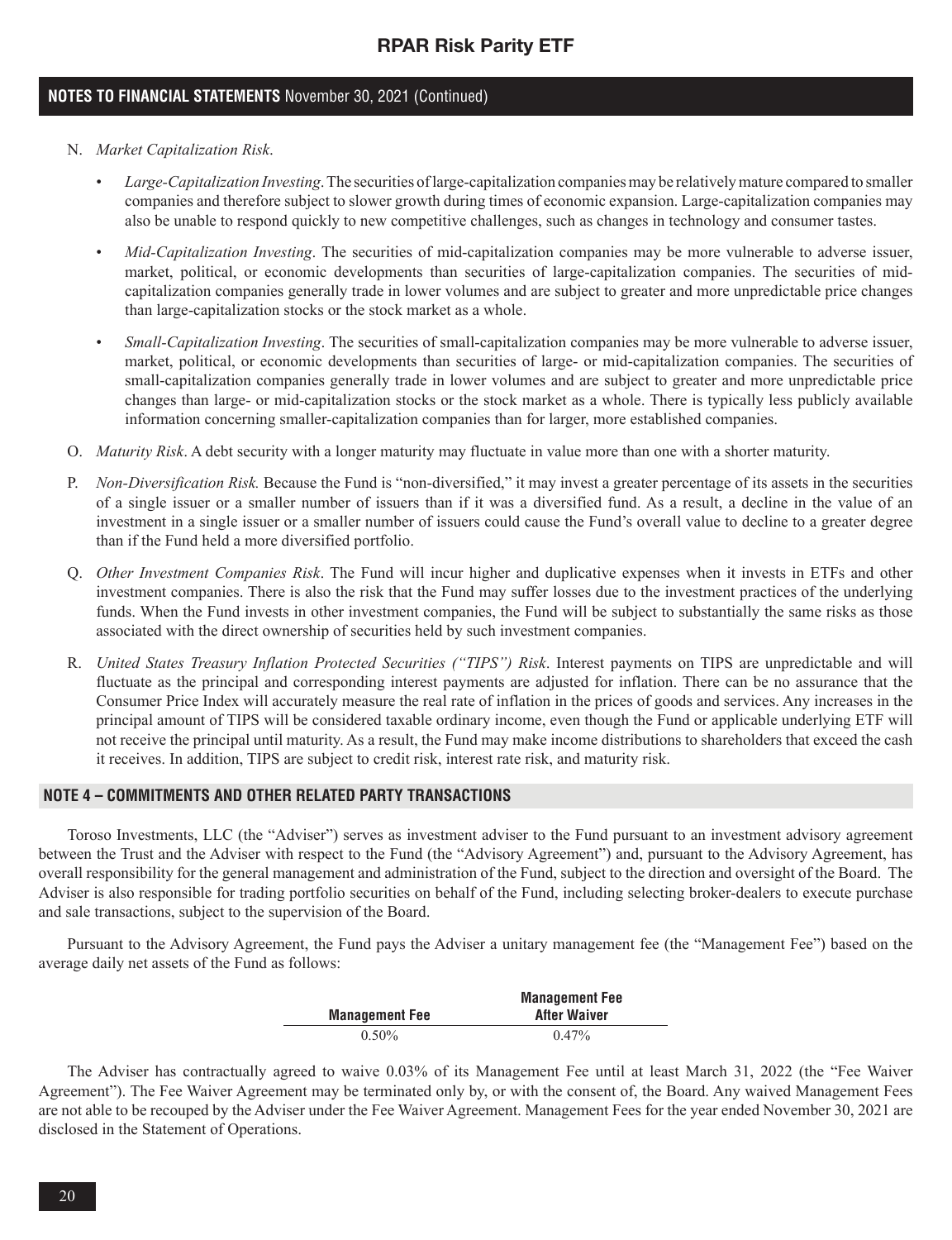N. *Market Capitalization Risk*.

- *Large-Capitalization Investing*. The securities of large-capitalization companies may be relatively mature compared to smaller companies and therefore subject to slower growth during times of economic expansion. Large-capitalization companies may also be unable to respond quickly to new competitive challenges, such as changes in technology and consumer tastes.
- *Mid-Capitalization Investing*. The securities of mid-capitalization companies may be more vulnerable to adverse issuer, market, political, or economic developments than securities of large-capitalization companies. The securities of mid-capitalization companies generally trade in lower volumes and are subject to greater and more unpredictable price changes than large-capitalization stocks or the stock market as a whole.
- *Small-Capitalization Investing*. The securities of small-capitalization companies may be more vulnerable to adverse issuer, market, political, or economic developments than securities of large- or mid-capitalization companies. The securities of small-capitalization companies generally trade in lower volumes and are subject to greater and more unpredictable price changes than large- or mid-capitalization stocks or the stock market as a whole. There is typically less publicly available information concerning smaller-capitalization companies than for larger, more established companies.

O. *Maturity Risk*. A debt security with a longer maturity may fluctuate in value more than one with a shorter maturity.

P. *Non-Diversification Risk.* Because the Fund is "non-diversified," it may invest a greater percentage of its assets in the securities of a single issuer or a smaller number of issuers than if it was a diversified fund. As a result, a decline in the value of an investment in a single issuer or a smaller number of issuers could cause the Fund's overall value to decline to a greater degree than if the Fund held a more diversified portfolio.

Q. *Other Investment Companies Risk*. The Fund will incur higher and duplicative expenses when it invests in ETFs and other investment companies. There is also the risk that the Fund may suffer losses due to the investment practices of the underlying funds. When the Fund invests in other investment companies, the Fund will be subject to substantially the same risks as those associated with the direct ownership of securities held by such investment companies.

R. *United States Treasury Inflation Protected Securities ("TIPS") Risk*. Interest payments on TIPS are unpredictable and will fluctuate as the principal and corresponding interest payments are adjusted for inflation. There can be no assurance that the Consumer Price Index will accurately measure the real rate of inflation in the prices of goods and services. Any increases in the principal amount of TIPS will be considered taxable ordinary income, even though the Fund or applicable underlying ETF will not receive the principal until maturity. As a result, the Fund may make income distributions to shareholders that exceed the cash it receives. In addition, TIPS are subject to credit risk, interest rate risk, and maturity risk.

## NOTE 4 – COMMITMENTS AND OTHER RELATED PARTY TRANSACTIONS

Toroso Investments, LLC (the "Adviser") serves as investment adviser to the Fund pursuant to an investment advisory agreement between the Trust and the Adviser with respect to the Fund (the "Advisory Agreement") and, pursuant to the Advisory Agreement, has overall responsibility for the general management and administration of the Fund, subject to the direction and oversight of the Board. The Adviser is also responsible for trading portfolio securities on behalf of the Fund, including selecting broker-dealers to execute purchase and sale transactions, subject to the supervision of the Board.

Pursuant to the Advisory Agreement, the Fund pays the Adviser a unitary management fee (the "Management Fee") based on the average daily net assets of the Fund as follows:

| Management Fee | Management Fee After Waiver |
|---|---|
| 0.50% | 0.47% |

The Adviser has contractually agreed to waive 0.03% of its Management Fee until at least March 31, 2022 (the "Fee Waiver Agreement"). The Fee Waiver Agreement may be terminated only by, or with the consent of, the Board. Any waived Management Fees are not able to be recouped by the Adviser under the Fee Waiver Agreement. Management Fees for the year ended November 30, 2021 are disclosed in the Statement of Operations.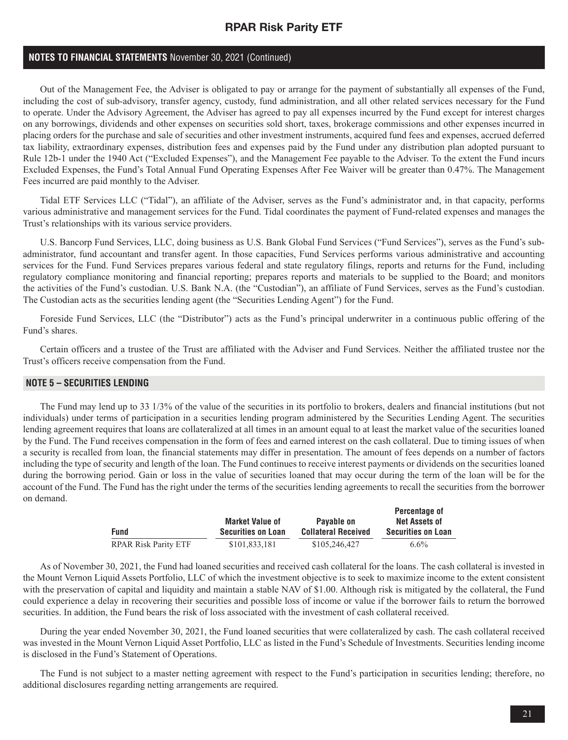## NOTES TO FINANCIAL STATEMENTS November 30, 2021 (Continued)

Out of the Management Fee, the Adviser is obligated to pay or arrange for the payment of substantially all expenses of the Fund, including the cost of sub-advisory, transfer agency, custody, fund administration, and all other related services necessary for the Fund to operate. Under the Advisory Agreement, the Adviser has agreed to pay all expenses incurred by the Fund except for interest charges on any borrowings, dividends and other expenses on securities sold short, taxes, brokerage commissions and other expenses incurred in placing orders for the purchase and sale of securities and other investment instruments, acquired fund fees and expenses, accrued deferred tax liability, extraordinary expenses, distribution fees and expenses paid by the Fund under any distribution plan adopted pursuant to Rule 12b-1 under the 1940 Act ("Excluded Expenses"), and the Management Fee payable to the Adviser. To the extent the Fund incurs Excluded Expenses, the Fund's Total Annual Fund Operating Expenses After Fee Waiver will be greater than 0.47%. The Management Fees incurred are paid monthly to the Adviser.

Tidal ETF Services LLC ("Tidal"), an affiliate of the Adviser, serves as the Fund's administrator and, in that capacity, performs various administrative and management services for the Fund. Tidal coordinates the payment of Fund-related expenses and manages the Trust's relationships with its various service providers.

U.S. Bancorp Fund Services, LLC, doing business as U.S. Bank Global Fund Services ("Fund Services"), serves as the Fund's sub-administrator, fund accountant and transfer agent. In those capacities, Fund Services performs various administrative and accounting services for the Fund. Fund Services prepares various federal and state regulatory filings, reports and returns for the Fund, including regulatory compliance monitoring and financial reporting; prepares reports and materials to be supplied to the Board; and monitors the activities of the Fund's custodian. U.S. Bank N.A. (the "Custodian"), an affiliate of Fund Services, serves as the Fund's custodian. The Custodian acts as the securities lending agent (the "Securities Lending Agent") for the Fund.

Foreside Fund Services, LLC (the "Distributor") acts as the Fund's principal underwriter in a continuous public offering of the Fund's shares.

Certain officers and a trustee of the Trust are affiliated with the Adviser and Fund Services. Neither the affiliated trustee nor the Trust's officers receive compensation from the Fund.

## NOTE 5 – SECURITIES LENDING

The Fund may lend up to 33 1/3% of the value of the securities in its portfolio to brokers, dealers and financial institutions (but not individuals) under terms of participation in a securities lending program administered by the Securities Lending Agent. The securities lending agreement requires that loans are collateralized at all times in an amount equal to at least the market value of the securities loaned by the Fund. The Fund receives compensation in the form of fees and earned interest on the cash collateral. Due to timing issues of when a security is recalled from loan, the financial statements may differ in presentation. The amount of fees depends on a number of factors including the type of security and length of the loan. The Fund continues to receive interest payments or dividends on the securities loaned during the borrowing period. Gain or loss in the value of securities loaned that may occur during the term of the loan will be for the account of the Fund. The Fund has the right under the terms of the securities lending agreements to recall the securities from the borrower on demand.

| Fund | Market Value of Securities on Loan | Payable on Collateral Received | Percentage of Net Assets of Securities on Loan |
|---|---|---|---|
| RPAR Risk Parity ETF | $101,833,181 | $105,246,427 | 6.6% |

As of November 30, 2021, the Fund had loaned securities and received cash collateral for the loans. The cash collateral is invested in the Mount Vernon Liquid Assets Portfolio, LLC of which the investment objective is to seek to maximize income to the extent consistent with the preservation of capital and liquidity and maintain a stable NAV of $1.00. Although risk is mitigated by the collateral, the Fund could experience a delay in recovering their securities and possible loss of income or value if the borrower fails to return the borrowed securities. In addition, the Fund bears the risk of loss associated with the investment of cash collateral received.

During the year ended November 30, 2021, the Fund loaned securities that were collateralized by cash. The cash collateral received was invested in the Mount Vernon Liquid Asset Portfolio, LLC as listed in the Fund's Schedule of Investments. Securities lending income is disclosed in the Fund's Statement of Operations.

The Fund is not subject to a master netting agreement with respect to the Fund's participation in securities lending; therefore, no additional disclosures regarding netting arrangements are required.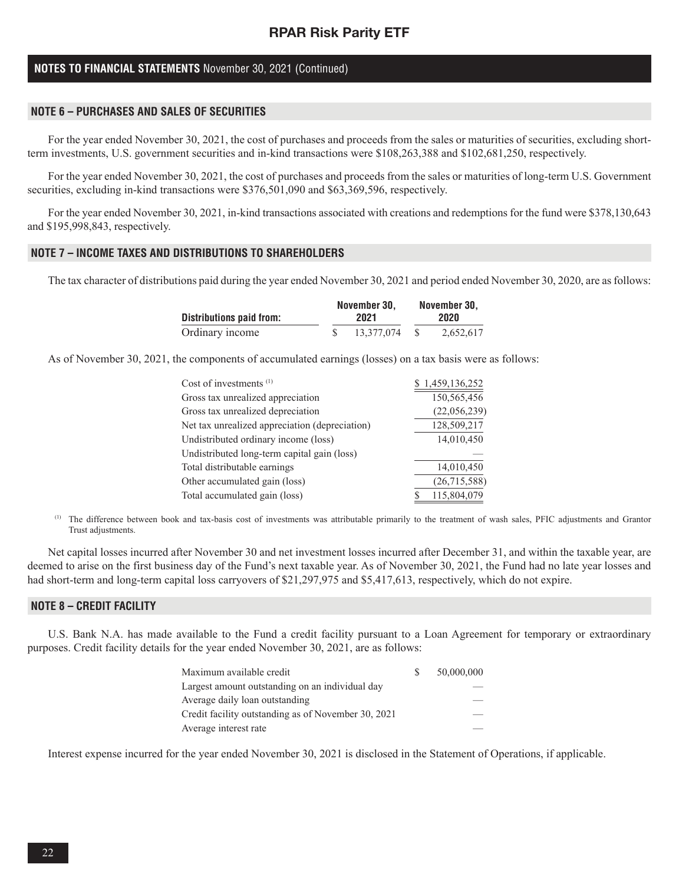## NOTE 6 – PURCHASES AND SALES OF SECURITIES

For the year ended November 30, 2021, the cost of purchases and proceeds from the sales or maturities of securities, excluding short-term investments, U.S. government securities and in-kind transactions were $108,263,388 and $102,681,250, respectively.

For the year ended November 30, 2021, the cost of purchases and proceeds from the sales or maturities of long-term U.S. Government securities, excluding in-kind transactions were $376,501,090 and $63,369,596, respectively.

For the year ended November 30, 2021, in-kind transactions associated with creations and redemptions for the fund were $378,130,643 and $195,998,843, respectively.

## NOTE 7 – INCOME TAXES AND DISTRIBUTIONS TO SHAREHOLDERS

The tax character of distributions paid during the year ended November 30, 2021 and period ended November 30, 2020, are as follows:

| Distributions paid from: | November 30, 2021 | November 30, 2020 |
|---|---|---|
| Ordinary income | $ 13,377,074 | $ 2,652,617 |

As of November 30, 2021, the components of accumulated earnings (losses) on a tax basis were as follows:

| | |
|---|---|
| Cost of investments [(1)] | $ 1,459,136,252 |
| Gross tax unrealized appreciation | 150,565,456 |
| Gross tax unrealized depreciation | (22,056,239) |
| Net tax unrealized appreciation (depreciation) | 128,509,217 |
| Undistributed ordinary income (loss) | 14,010,450 |
| Undistributed long-term capital gain (loss) | — |
| Total distributable earnings | 14,010,450 |
| Other accumulated gain (loss) | (26,715,588) |
| Total accumulated gain (loss) | $ 115,804,079 |

[(1)] The difference between book and tax-basis cost of investments was attributable primarily to the treatment of wash sales, PFIC adjustments and Grantor Trust adjustments.

Net capital losses incurred after November 30 and net investment losses incurred after December 31, and within the taxable year, are deemed to arise on the first business day of the Fund's next taxable year. As of November 30, 2021, the Fund had no late year losses and had short-term and long-term capital loss carryovers of $21,297,975 and $5,417,613, respectively, which do not expire.

## NOTE 8 – CREDIT FACILITY

U.S. Bank N.A. has made available to the Fund a credit facility pursuant to a Loan Agreement for temporary or extraordinary purposes. Credit facility details for the year ended November 30, 2021, are as follows:

| | |
|---|---|
| Maximum available credit | $ 50,000,000 |
| Largest amount outstanding on an individual day | — |
| Average daily loan outstanding | — |
| Credit facility outstanding as of November 30, 2021 | — |
| Average interest rate | — |

Interest expense incurred for the year ended November 30, 2021 is disclosed in the Statement of Operations, if applicable.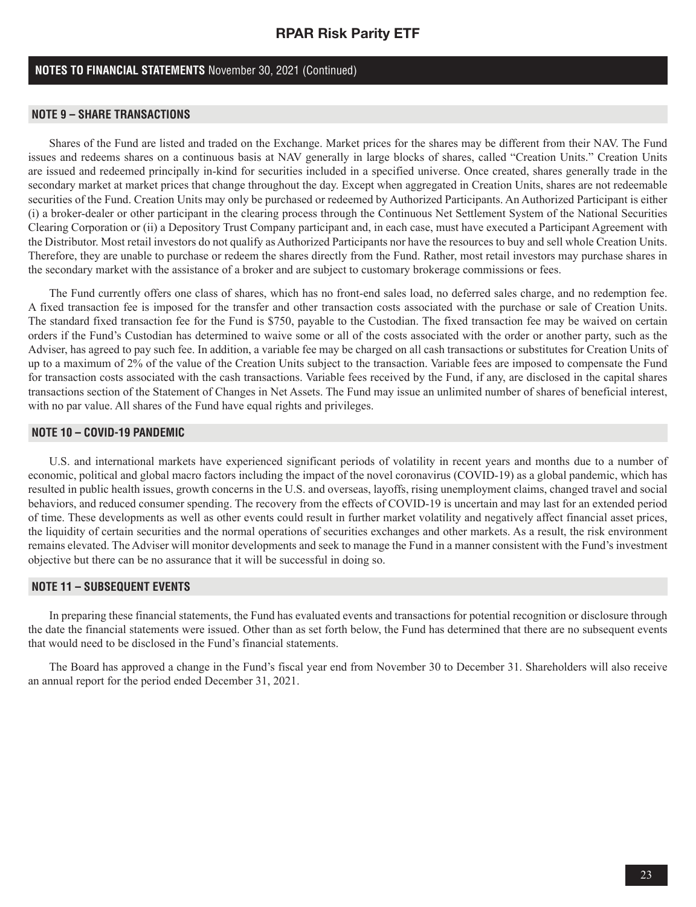## NOTE 9 – SHARE TRANSACTIONS

Shares of the Fund are listed and traded on the Exchange. Market prices for the shares may be different from their NAV. The Fund issues and redeems shares on a continuous basis at NAV generally in large blocks of shares, called "Creation Units." Creation Units are issued and redeemed principally in-kind for securities included in a specified universe. Once created, shares generally trade in the secondary market at market prices that change throughout the day. Except when aggregated in Creation Units, shares are not redeemable securities of the Fund. Creation Units may only be purchased or redeemed by Authorized Participants. An Authorized Participant is either (i) a broker-dealer or other participant in the clearing process through the Continuous Net Settlement System of the National Securities Clearing Corporation or (ii) a Depository Trust Company participant and, in each case, must have executed a Participant Agreement with the Distributor. Most retail investors do not qualify as Authorized Participants nor have the resources to buy and sell whole Creation Units. Therefore, they are unable to purchase or redeem the shares directly from the Fund. Rather, most retail investors may purchase shares in the secondary market with the assistance of a broker and are subject to customary brokerage commissions or fees.

The Fund currently offers one class of shares, which has no front-end sales load, no deferred sales charge, and no redemption fee. A fixed transaction fee is imposed for the transfer and other transaction costs associated with the purchase or sale of Creation Units. The standard fixed transaction fee for the Fund is $750, payable to the Custodian. The fixed transaction fee may be waived on certain orders if the Fund's Custodian has determined to waive some or all of the costs associated with the order or another party, such as the Adviser, has agreed to pay such fee. In addition, a variable fee may be charged on all cash transactions or substitutes for Creation Units of up to a maximum of 2% of the value of the Creation Units subject to the transaction. Variable fees are imposed to compensate the Fund for transaction costs associated with the cash transactions. Variable fees received by the Fund, if any, are disclosed in the capital shares transactions section of the Statement of Changes in Net Assets. The Fund may issue an unlimited number of shares of beneficial interest, with no par value. All shares of the Fund have equal rights and privileges.

## NOTE 10 – COVID-19 PANDEMIC

U.S. and international markets have experienced significant periods of volatility in recent years and months due to a number of economic, political and global macro factors including the impact of the novel coronavirus (COVID-19) as a global pandemic, which has resulted in public health issues, growth concerns in the U.S. and overseas, layoffs, rising unemployment claims, changed travel and social behaviors, and reduced consumer spending. The recovery from the effects of COVID-19 is uncertain and may last for an extended period of time. These developments as well as other events could result in further market volatility and negatively affect financial asset prices, the liquidity of certain securities and the normal operations of securities exchanges and other markets. As a result, the risk environment remains elevated. The Adviser will monitor developments and seek to manage the Fund in a manner consistent with the Fund's investment objective but there can be no assurance that it will be successful in doing so.

## NOTE 11 – SUBSEQUENT EVENTS

In preparing these financial statements, the Fund has evaluated events and transactions for potential recognition or disclosure through the date the financial statements were issued. Other than as set forth below, the Fund has determined that there are no subsequent events that would need to be disclosed in the Fund's financial statements.

The Board has approved a change in the Fund's fiscal year end from November 30 to December 31. Shareholders will also receive an annual report for the period ended December 31, 2021.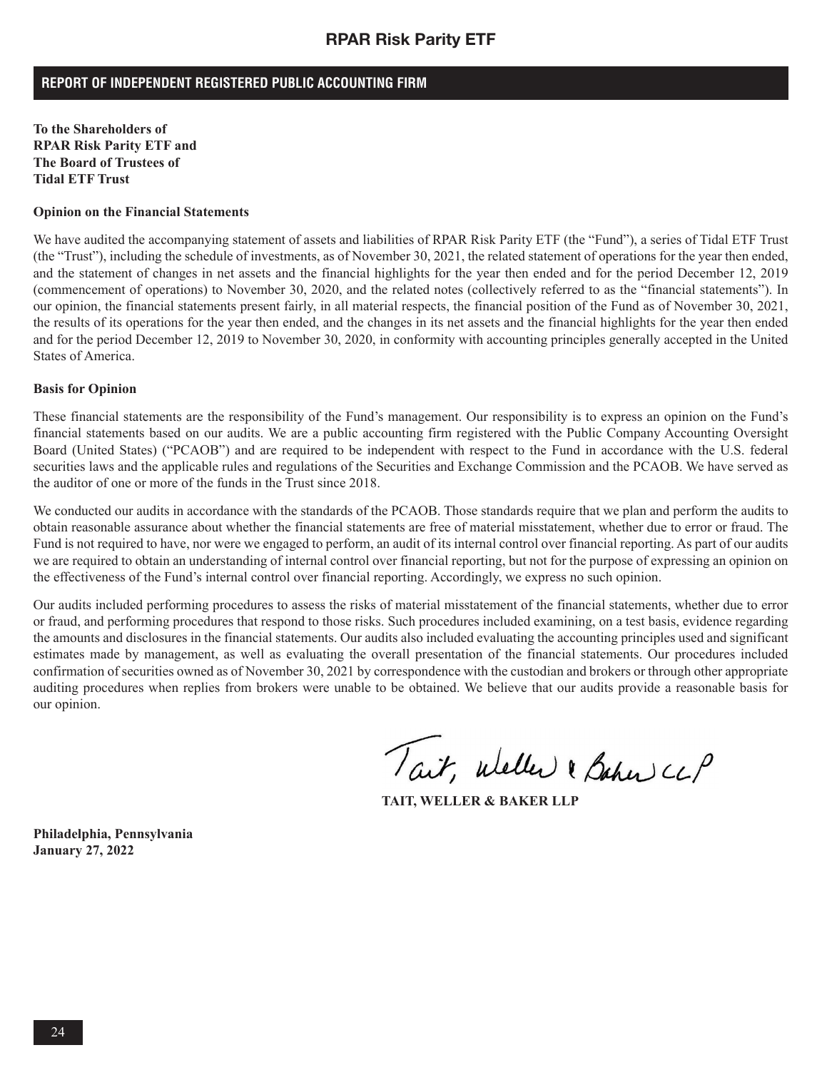## REPORT OF INDEPENDENT REGISTERED PUBLIC ACCOUNTING FIRM

**To the Shareholders of**
**RPAR Risk Parity ETF and**
**The Board of Trustees of**
**Tidal ETF Trust**

**Opinion on the Financial Statements**

We have audited the accompanying statement of assets and liabilities of RPAR Risk Parity ETF (the "Fund"), a series of Tidal ETF Trust (the "Trust"), including the schedule of investments, as of November 30, 2021, the related statement of operations for the year then ended, and the statement of changes in net assets and the financial highlights for the year then ended and for the period December 12, 2019 (commencement of operations) to November 30, 2020, and the related notes (collectively referred to as the "financial statements"). In our opinion, the financial statements present fairly, in all material respects, the financial position of the Fund as of November 30, 2021, the results of its operations for the year then ended, and the changes in its net assets and the financial highlights for the year then ended and for the period December 12, 2019 to November 30, 2020, in conformity with accounting principles generally accepted in the United States of America.

**Basis for Opinion**

These financial statements are the responsibility of the Fund's management. Our responsibility is to express an opinion on the Fund's financial statements based on our audits. We are a public accounting firm registered with the Public Company Accounting Oversight Board (United States) ("PCAOB") and are required to be independent with respect to the Fund in accordance with the U.S. federal securities laws and the applicable rules and regulations of the Securities and Exchange Commission and the PCAOB. We have served as the auditor of one or more of the funds in the Trust since 2018.

We conducted our audits in accordance with the standards of the PCAOB. Those standards require that we plan and perform the audits to obtain reasonable assurance about whether the financial statements are free of material misstatement, whether due to error or fraud. The Fund is not required to have, nor were we engaged to perform, an audit of its internal control over financial reporting. As part of our audits we are required to obtain an understanding of internal control over financial reporting, but not for the purpose of expressing an opinion on the effectiveness of the Fund's internal control over financial reporting. Accordingly, we express no such opinion.

Our audits included performing procedures to assess the risks of material misstatement of the financial statements, whether due to error or fraud, and performing procedures that respond to those risks. Such procedures included examining, on a test basis, evidence regarding the amounts and disclosures in the financial statements. Our audits also included evaluating the accounting principles used and significant estimates made by management, as well as evaluating the overall presentation of the financial statements. Our procedures included confirmation of securities owned as of November 30, 2021 by correspondence with the custodian and brokers or through other appropriate auditing procedures when replies from brokers were unable to be obtained. We believe that our audits provide a reasonable basis for our opinion.

Tait, Weller & Baker LLP

**TAIT, WELLER & BAKER LLP**

**Philadelphia, Pennsylvania**
**January 27, 2022**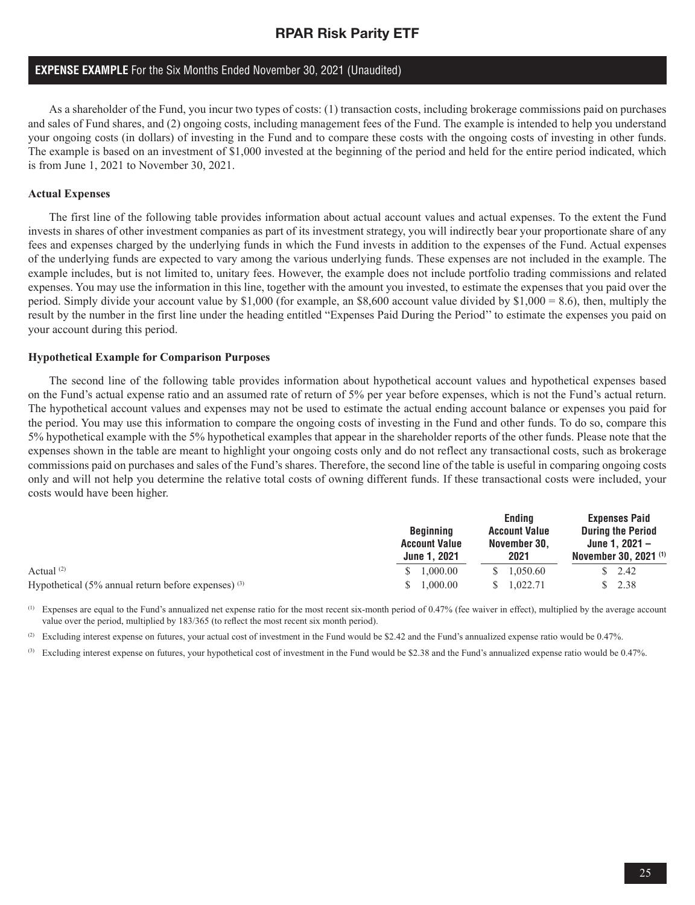# RPAR Risk Parity ETF

## EXPENSE EXAMPLE For the Six Months Ended November 30, 2021 (Unaudited)

As a shareholder of the Fund, you incur two types of costs: (1) transaction costs, including brokerage commissions paid on purchases and sales of Fund shares, and (2) ongoing costs, including management fees of the Fund. The example is intended to help you understand your ongoing costs (in dollars) of investing in the Fund and to compare these costs with the ongoing costs of investing in other funds. The example is based on an investment of $1,000 invested at the beginning of the period and held for the entire period indicated, which is from June 1, 2021 to November 30, 2021.

**Actual Expenses**

The first line of the following table provides information about actual account values and actual expenses. To the extent the Fund invests in shares of other investment companies as part of its investment strategy, you will indirectly bear your proportionate share of any fees and expenses charged by the underlying funds in which the Fund invests in addition to the expenses of the Fund. Actual expenses of the underlying funds are expected to vary among the various underlying funds. These expenses are not included in the example. The example includes, but is not limited to, unitary fees. However, the example does not include portfolio trading commissions and related expenses. You may use the information in this line, together with the amount you invested, to estimate the expenses that you paid over the period. Simply divide your account value by $1,000 (for example, an $8,600 account value divided by $1,000 = 8.6), then, multiply the result by the number in the first line under the heading entitled "Expenses Paid During the Period" to estimate the expenses you paid on your account during this period.

**Hypothetical Example for Comparison Purposes**

The second line of the following table provides information about hypothetical account values and hypothetical expenses based on the Fund's actual expense ratio and an assumed rate of return of 5% per year before expenses, which is not the Fund's actual return. The hypothetical account values and expenses may not be used to estimate the actual ending account balance or expenses you paid for the period. You may use this information to compare the ongoing costs of investing in the Fund and other funds. To do so, compare this 5% hypothetical example with the 5% hypothetical examples that appear in the shareholder reports of the other funds. Please note that the expenses shown in the table are meant to highlight your ongoing costs only and do not reflect any transactional costs, such as brokerage commissions paid on purchases and sales of the Fund's shares. Therefore, the second line of the table is useful in comparing ongoing costs only and will not help you determine the relative total costs of owning different funds. If these transactional costs were included, your costs would have been higher.

| | Beginning Account Value June 1, 2021 | Ending Account Value November 30, 2021 | Expenses Paid During the Period June 1, 2021 – November 30, 2021 [(1)] |
|---|---|---|---|
| Actual [(2)] | $ 1,000.00 | $ 1,050.60 | $ 2.42 |
| Hypothetical (5% annual return before expenses) [(3)] | $ 1,000.00 | $ 1,022.71 | $ 2.38 |

(1) Expenses are equal to the Fund's annualized net expense ratio for the most recent six-month period of 0.47% (fee waiver in effect), multiplied by the average account value over the period, multiplied by 183/365 (to reflect the most recent six month period).

(2) Excluding interest expense on futures, your actual cost of investment in the Fund would be $2.42 and the Fund's annualized expense ratio would be 0.47%.

(3) Excluding interest expense on futures, your hypothetical cost of investment in the Fund would be $2.38 and the Fund's annualized expense ratio would be 0.47%.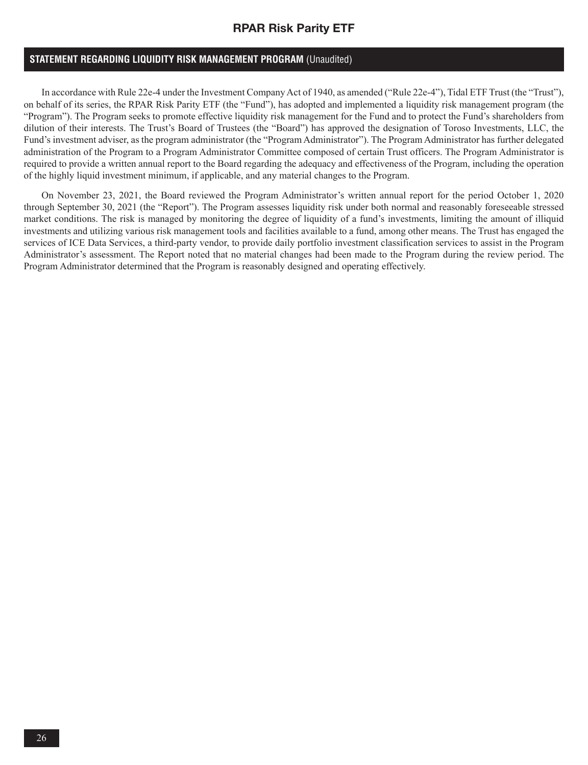## STATEMENT REGARDING LIQUIDITY RISK MANAGEMENT PROGRAM (Unaudited)

In accordance with Rule 22e-4 under the Investment Company Act of 1940, as amended ("Rule 22e-4"), Tidal ETF Trust (the "Trust"), on behalf of its series, the RPAR Risk Parity ETF (the "Fund"), has adopted and implemented a liquidity risk management program (the "Program"). The Program seeks to promote effective liquidity risk management for the Fund and to protect the Fund's shareholders from dilution of their interests. The Trust's Board of Trustees (the "Board") has approved the designation of Toroso Investments, LLC, the Fund's investment adviser, as the program administrator (the "Program Administrator"). The Program Administrator has further delegated administration of the Program to a Program Administrator Committee composed of certain Trust officers. The Program Administrator is required to provide a written annual report to the Board regarding the adequacy and effectiveness of the Program, including the operation of the highly liquid investment minimum, if applicable, and any material changes to the Program.

On November 23, 2021, the Board reviewed the Program Administrator's written annual report for the period October 1, 2020 through September 30, 2021 (the "Report"). The Program assesses liquidity risk under both normal and reasonably foreseeable stressed market conditions. The risk is managed by monitoring the degree of liquidity of a fund's investments, limiting the amount of illiquid investments and utilizing various risk management tools and facilities available to a fund, among other means. The Trust has engaged the services of ICE Data Services, a third-party vendor, to provide daily portfolio investment classification services to assist in the Program Administrator's assessment. The Report noted that no material changes had been made to the Program during the review period. The Program Administrator determined that the Program is reasonably designed and operating effectively.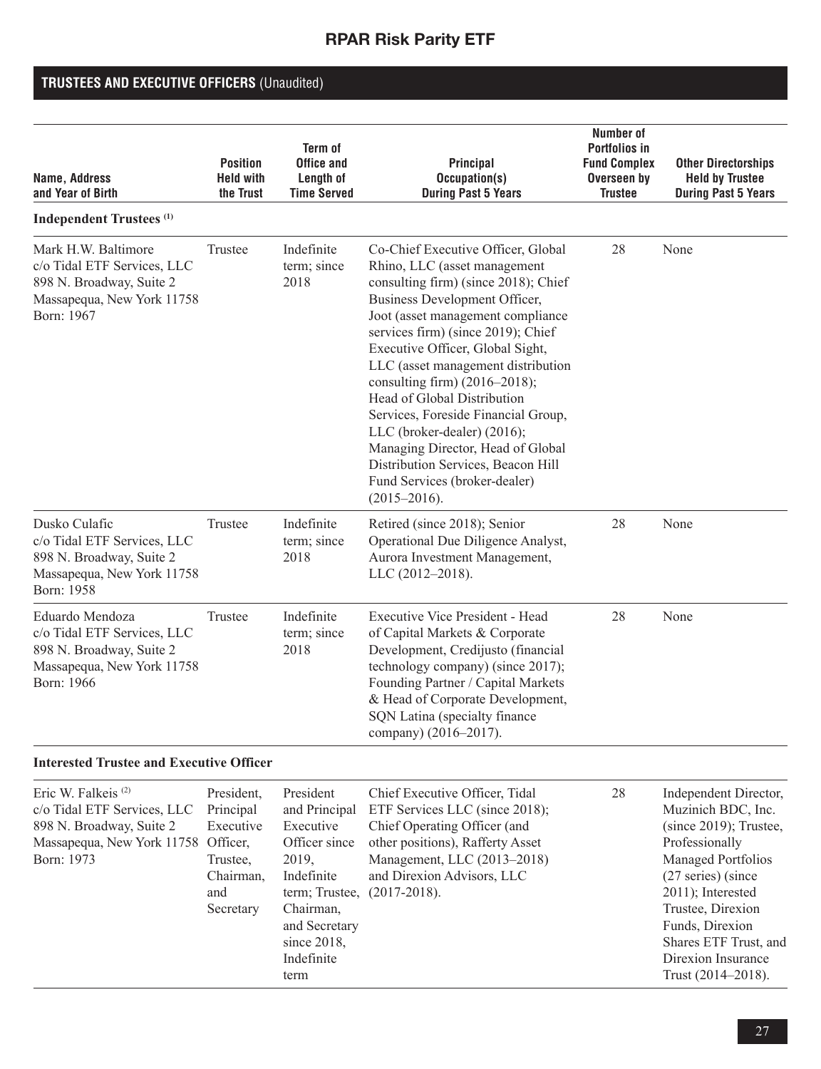## TRUSTEES AND EXECUTIVE OFFICERS (Unaudited)

| Name, Address and Year of Birth | Position Held with the Trust | Term of Office and Length of Time Served | Principal Occupation(s) During Past 5 Years | Number of Portfolios in Fund Complex Overseen by Trustee | Other Directorships Held by Trustee During Past 5 Years |
|---|---|---|---|---|---|
| **Independent Trustees** [1] | | | | | |
| Mark H.W. Baltimore c/o Tidal ETF Services, LLC 898 N. Broadway, Suite 2 Massapequa, New York 11758 Born: 1967 | Trustee | Indefinite term; since 2018 | Co-Chief Executive Officer, Global Rhino, LLC (asset management consulting firm) (since 2018); Chief Business Development Officer, Joot (asset management compliance services firm) (since 2019); Chief Executive Officer, Global Sight, LLC (asset management distribution consulting firm) (2016–2018); Head of Global Distribution Services, Foreside Financial Group, LLC (broker-dealer) (2016); Managing Director, Head of Global Distribution Services, Beacon Hill Fund Services (broker-dealer) (2015–2016). | 28 | None |
| Dusko Culafic c/o Tidal ETF Services, LLC 898 N. Broadway, Suite 2 Massapequa, New York 11758 Born: 1958 | Trustee | Indefinite term; since 2018 | Retired (since 2018); Senior Operational Due Diligence Analyst, Aurora Investment Management, LLC (2012–2018). | 28 | None |
| Eduardo Mendoza c/o Tidal ETF Services, LLC 898 N. Broadway, Suite 2 Massapequa, New York 11758 Born: 1966 | Trustee | Indefinite term; since 2018 | Executive Vice President - Head of Capital Markets & Corporate Development, Credijusto (financial technology company) (since 2017); Founding Partner / Capital Markets & Head of Corporate Development, SQN Latina (specialty finance company) (2016–2017). | 28 | None |
| **Interested Trustee and Executive Officer** | | | | | |
| Eric W. Falkeis [2] c/o Tidal ETF Services, LLC 898 N. Broadway, Suite 2 Massapequa, New York 11758 Born: 1973 | President, Principal Executive Officer, Trustee, Chairman, and Secretary | President and Principal Executive Officer since 2019, Indefinite term; Trustee, Chairman, and Secretary since 2018, Indefinite term | Chief Executive Officer, Tidal ETF Services LLC (since 2018); Chief Operating Officer (and other positions), Rafferty Asset Management, LLC (2013–2018) and Direxion Advisors, LLC (2017-2018). | 28 | Independent Director, Muzinich BDC, Inc. (since 2019); Trustee, Professionally Managed Portfolios (27 series) (since 2011); Interested Trustee, Direxion Funds, Direxion Shares ETF Trust, and Direxion Insurance Trust (2014–2018). |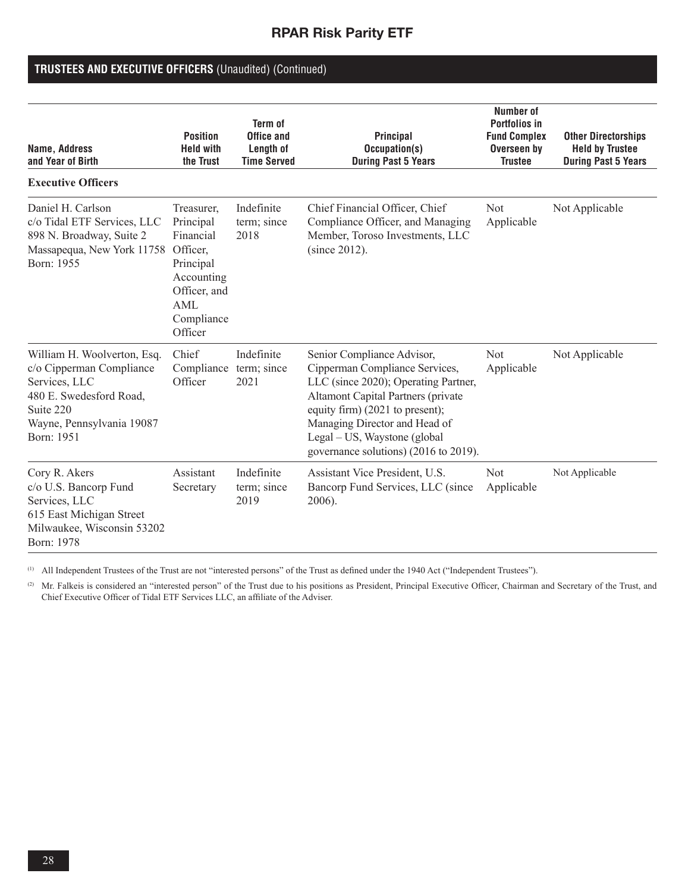## TRUSTEES AND EXECUTIVE OFFICERS (Unaudited) (Continued)

| Name, Address and Year of Birth | Position Held with the Trust | Term of Office and Length of Time Served | Principal Occupation(s) During Past 5 Years | Number of Portfolios in Fund Complex Overseen by Trustee | Other Directorships Held by Trustee During Past 5 Years |
|---|---|---|---|---|---|
| **Executive Officers** | | | | | |
| Daniel H. Carlson<br>c/o Tidal ETF Services, LLC<br>898 N. Broadway, Suite 2<br>Massapequa, New York 11758<br>Born: 1955 | Treasurer, Principal Financial Officer, Principal Accounting Officer, and AML Compliance Officer | Indefinite term; since 2018 | Chief Financial Officer, Chief Compliance Officer, and Managing Member, Toroso Investments, LLC (since 2012). | Not Applicable | Not Applicable |
| William H. Woolverton, Esq.<br>c/o Cipperman Compliance Services, LLC<br>480 E. Swedesford Road, Suite 220<br>Wayne, Pennsylvania 19087<br>Born: 1951 | Chief Compliance Officer | Indefinite term; since 2021 | Senior Compliance Advisor, Cipperman Compliance Services, LLC (since 2020); Operating Partner, Altamont Capital Partners (private equity firm) (2021 to present); Managing Director and Head of Legal – US, Waystone (global governance solutions) (2016 to 2019). | Not Applicable | Not Applicable |
| Cory R. Akers<br>c/o U.S. Bancorp Fund Services, LLC<br>615 East Michigan Street<br>Milwaukee, Wisconsin 53202<br>Born: 1978 | Assistant Secretary | Indefinite term; since 2019 | Assistant Vice President, U.S. Bancorp Fund Services, LLC (since 2006). | Not Applicable | Not Applicable |

(1) All Independent Trustees of the Trust are not "interested persons" of the Trust as defined under the 1940 Act ("Independent Trustees").

(2) Mr. Falkeis is considered an "interested person" of the Trust due to his positions as President, Principal Executive Officer, Chairman and Secretary of the Trust, and Chief Executive Officer of Tidal ETF Services LLC, an affiliate of the Adviser.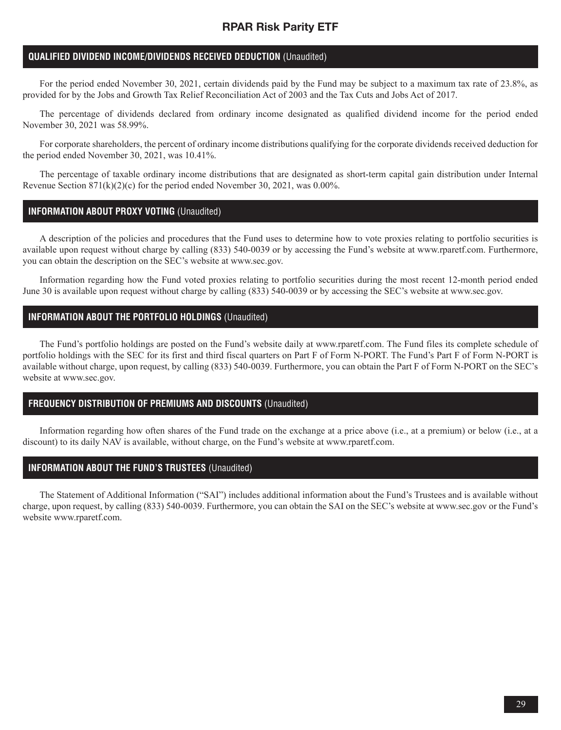# RPAR Risk Parity ETF

## QUALIFIED DIVIDEND INCOME/DIVIDENDS RECEIVED DEDUCTION (Unaudited)

For the period ended November 30, 2021, certain dividends paid by the Fund may be subject to a maximum tax rate of 23.8%, as provided for by the Jobs and Growth Tax Relief Reconciliation Act of 2003 and the Tax Cuts and Jobs Act of 2017.

The percentage of dividends declared from ordinary income designated as qualified dividend income for the period ended November 30, 2021 was 58.99%.

For corporate shareholders, the percent of ordinary income distributions qualifying for the corporate dividends received deduction for the period ended November 30, 2021, was 10.41%.

The percentage of taxable ordinary income distributions that are designated as short-term capital gain distribution under Internal Revenue Section 871(k)(2)(c) for the period ended November 30, 2021, was 0.00%.

## INFORMATION ABOUT PROXY VOTING (Unaudited)

A description of the policies and procedures that the Fund uses to determine how to vote proxies relating to portfolio securities is available upon request without charge by calling (833) 540-0039 or by accessing the Fund's website at www.rparetf.com. Furthermore, you can obtain the description on the SEC's website at www.sec.gov.

Information regarding how the Fund voted proxies relating to portfolio securities during the most recent 12-month period ended June 30 is available upon request without charge by calling (833) 540-0039 or by accessing the SEC's website at www.sec.gov.

## INFORMATION ABOUT THE PORTFOLIO HOLDINGS (Unaudited)

The Fund's portfolio holdings are posted on the Fund's website daily at www.rparetf.com. The Fund files its complete schedule of portfolio holdings with the SEC for its first and third fiscal quarters on Part F of Form N-PORT. The Fund's Part F of Form N-PORT is available without charge, upon request, by calling (833) 540-0039. Furthermore, you can obtain the Part F of Form N-PORT on the SEC's website at www.sec.gov.

## FREQUENCY DISTRIBUTION OF PREMIUMS AND DISCOUNTS (Unaudited)

Information regarding how often shares of the Fund trade on the exchange at a price above (i.e., at a premium) or below (i.e., at a discount) to its daily NAV is available, without charge, on the Fund's website at www.rparetf.com.

## INFORMATION ABOUT THE FUND'S TRUSTEES (Unaudited)

The Statement of Additional Information ("SAI") includes additional information about the Fund's Trustees and is available without charge, upon request, by calling (833) 540-0039. Furthermore, you can obtain the SAI on the SEC's website at www.sec.gov or the Fund's website www.rparetf.com.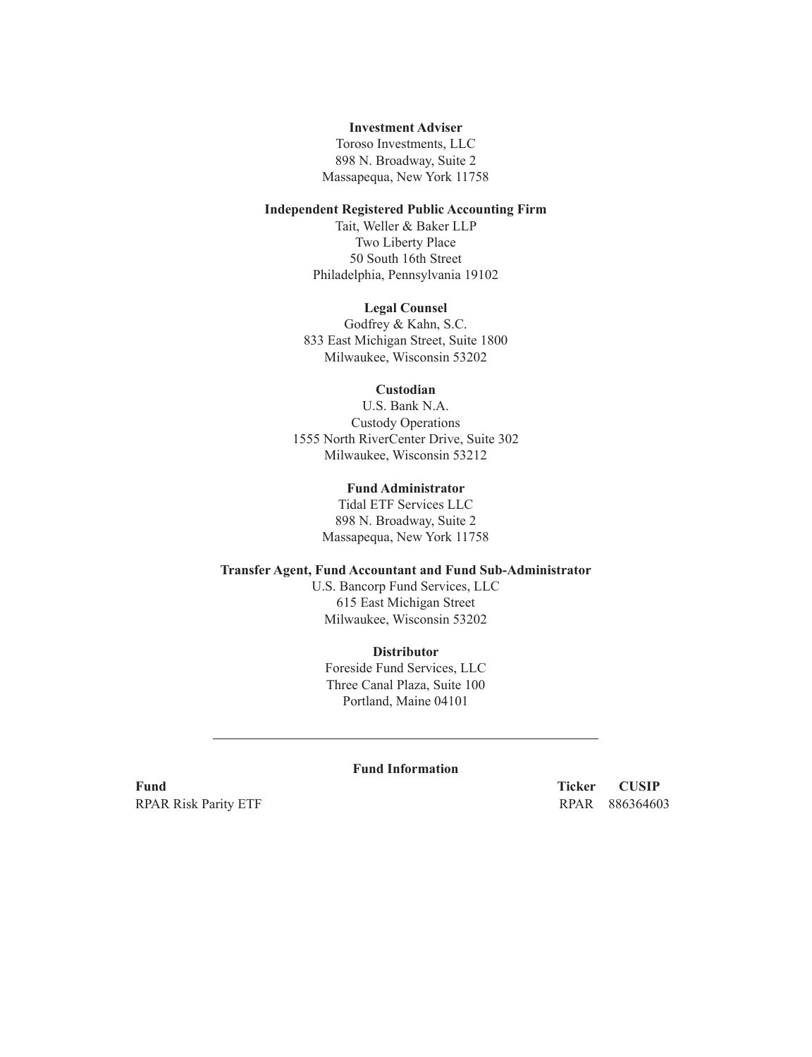**Investment Adviser**
Toroso Investments, LLC
898 N. Broadway, Suite 2
Massapequa, New York 11758

**Independent Registered Public Accounting Firm**
Tait, Weller & Baker LLP
Two Liberty Place
50 South 16th Street
Philadelphia, Pennsylvania 19102

**Legal Counsel**
Godfrey & Kahn, S.C.
833 East Michigan Street, Suite 1800
Milwaukee, Wisconsin 53202

**Custodian**
U.S. Bank N.A.
Custody Operations
1555 North RiverCenter Drive, Suite 302
Milwaukee, Wisconsin 53212

**Fund Administrator**
Tidal ETF Services LLC
898 N. Broadway, Suite 2
Massapequa, New York 11758

**Transfer Agent, Fund Accountant and Fund Sub-Administrator**
U.S. Bancorp Fund Services, LLC
615 East Michigan Street
Milwaukee, Wisconsin 53202

**Distributor**
Foreside Fund Services, LLC
Three Canal Plaza, Suite 100
Portland, Maine 04101

---

**Fund Information**

| Fund | Ticker | CUSIP |
| --- | --- | --- |
| RPAR Risk Parity ETF | RPAR | 886364603 |